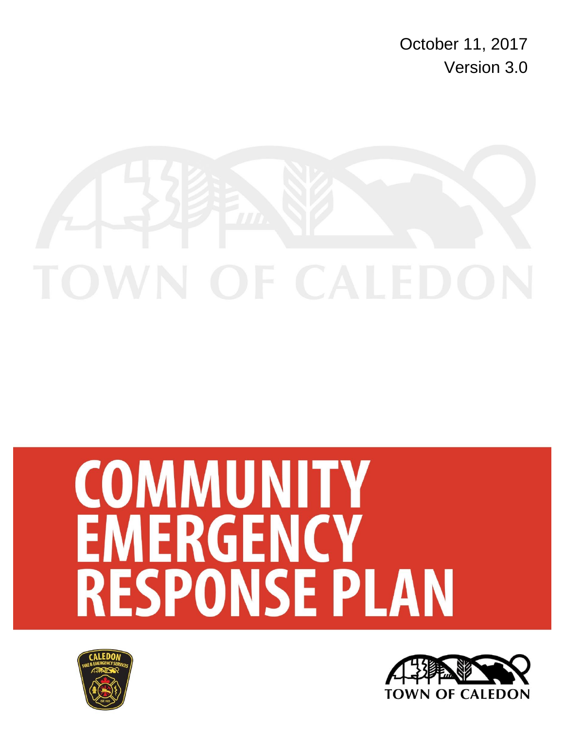October 11, 2017

Version 3.0

TOWN OF CALEDON

# COMMUNITY EMERGENCY RESPONSE PLAN

CALEDON FIRE & EMERGENCY SERVICES

TOWN OF CALEDON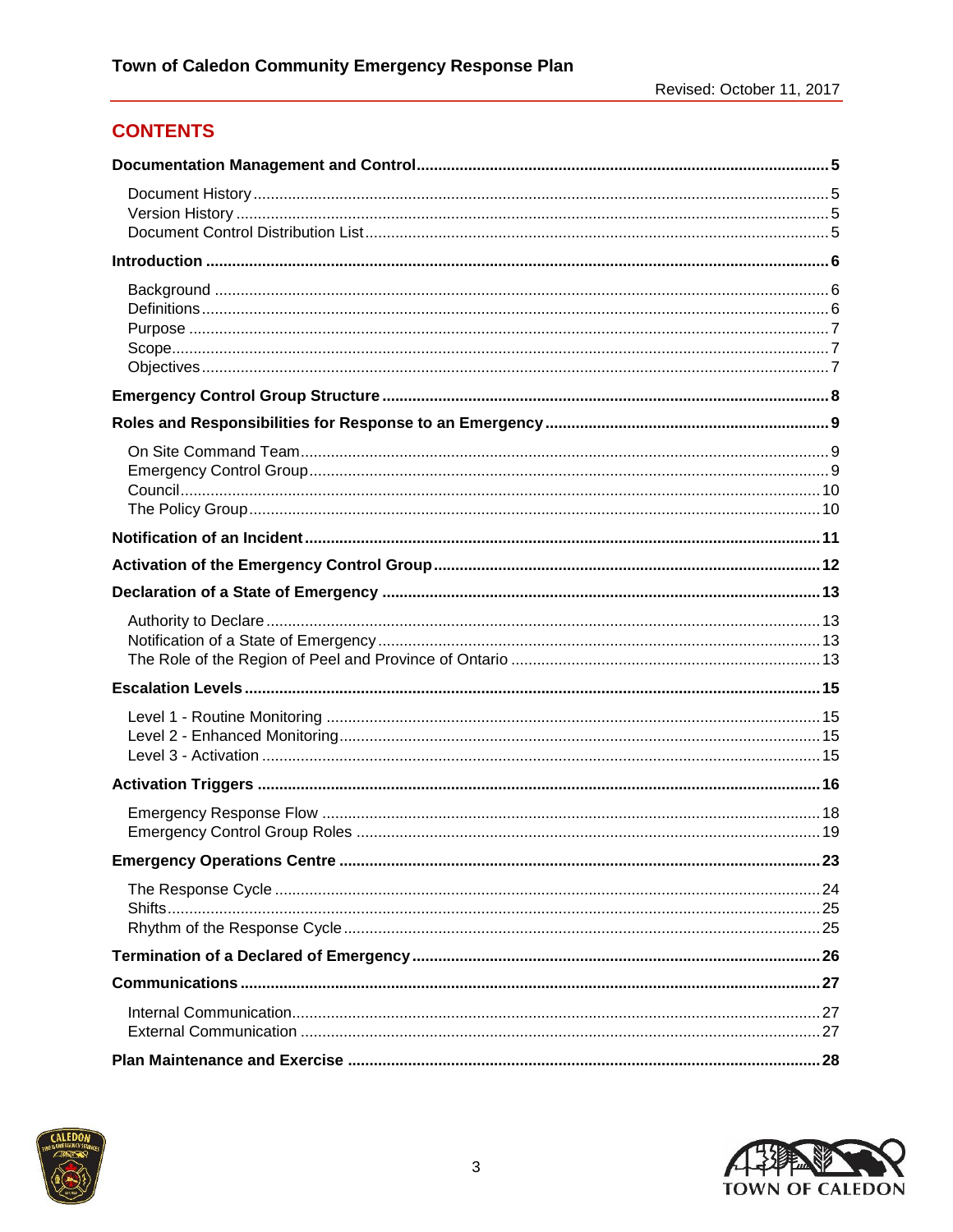## CONTENTS

**Documentation Management and Control** ..... 5

- Document History ..... 5
- Version History ..... 5
- Document Control Distribution List ..... 5

**Introduction** ..... 6

- Background ..... 6
- Definitions ..... 6
- Purpose ..... 7
- Scope ..... 7
- Objectives ..... 7

**Emergency Control Group Structure** ..... 8

**Roles and Responsibilities for Response to an Emergency** ..... 9

- On Site Command Team ..... 9
- Emergency Control Group ..... 9
- Council ..... 10
- The Policy Group ..... 10

**Notification of an Incident** ..... 11

**Activation of the Emergency Control Group** ..... 12

**Declaration of a State of Emergency** ..... 13

- Authority to Declare ..... 13
- Notification of a State of Emergency ..... 13
- The Role of the Region of Peel and Province of Ontario ..... 13

**Escalation Levels** ..... 15

- Level 1 - Routine Monitoring ..... 15
- Level 2 - Enhanced Monitoring ..... 15
- Level 3 - Activation ..... 15

**Activation Triggers** ..... 16

- Emergency Response Flow ..... 18
- Emergency Control Group Roles ..... 19

**Emergency Operations Centre** ..... 23

- The Response Cycle ..... 24
- Shifts ..... 25
- Rhythm of the Response Cycle ..... 25

**Termination of a Declared of Emergency** ..... 26

**Communications** ..... 27

- Internal Communication ..... 27
- External Communication ..... 27

**Plan Maintenance and Exercise** ..... 28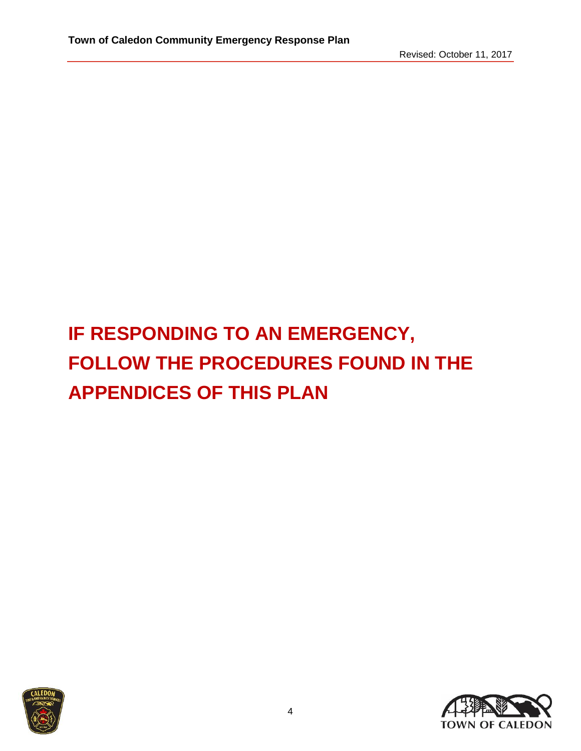**IF RESPONDING TO AN EMERGENCY, FOLLOW THE PROCEDURES FOUND IN THE APPENDICES OF THIS PLAN**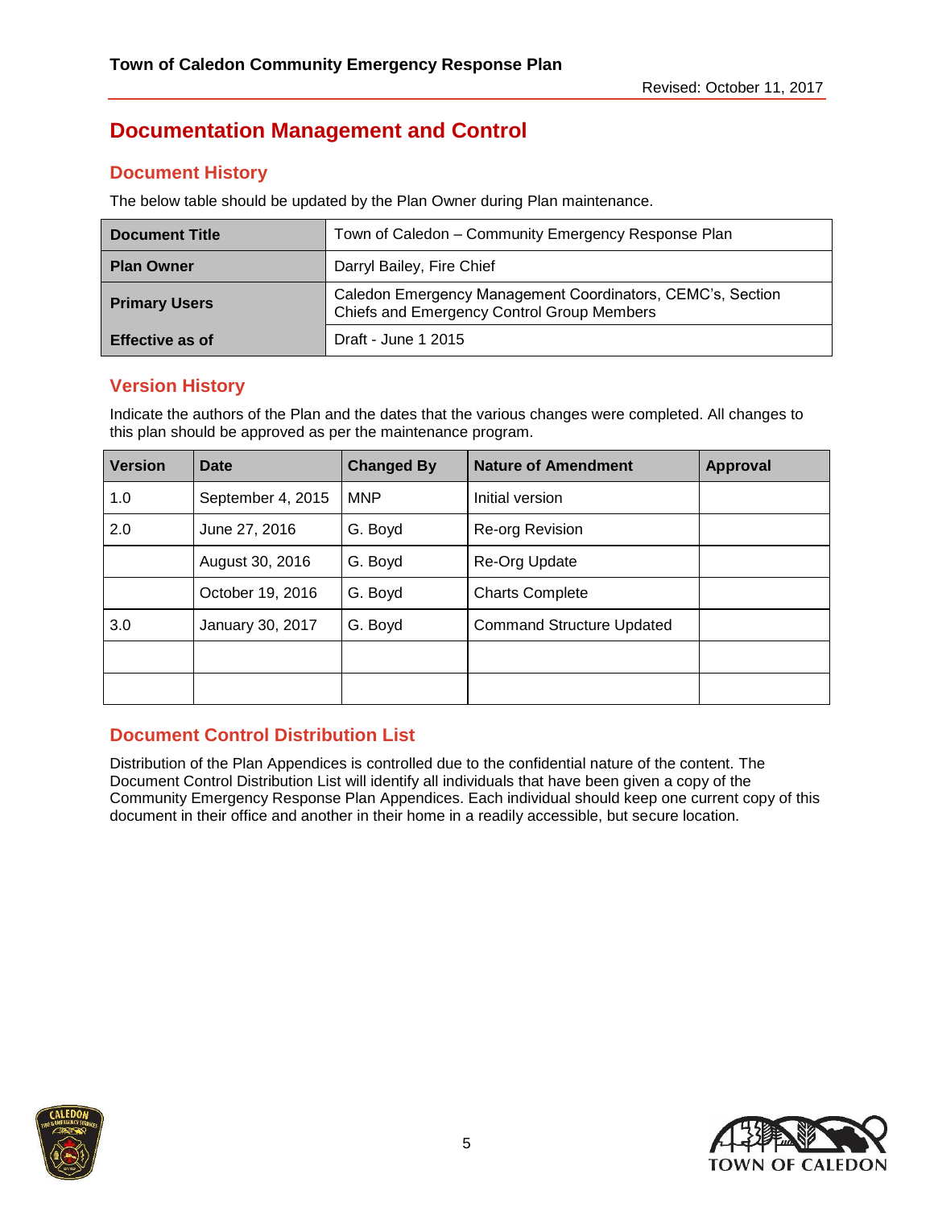# Documentation Management and Control

## Document History

The below table should be updated by the Plan Owner during Plan maintenance.

| | |
|---|---|
| **Document Title** | Town of Caledon – Community Emergency Response Plan |
| **Plan Owner** | Darryl Bailey, Fire Chief |
| **Primary Users** | Caledon Emergency Management Coordinators, CEMC's, Section Chiefs and Emergency Control Group Members |
| **Effective as of** | Draft - June 1 2015 |

## Version History

Indicate the authors of the Plan and the dates that the various changes were completed. All changes to this plan should be approved as per the maintenance program.

| Version | Date | Changed By | Nature of Amendment | Approval |
|---|---|---|---|---|
| 1.0 | September 4, 2015 | MNP | Initial version | |
| 2.0 | June 27, 2016 | G. Boyd | Re-org Revision | |
| | August 30, 2016 | G. Boyd | Re-Org Update | |
| | October 19, 2016 | G. Boyd | Charts Complete | |
| 3.0 | January 30, 2017 | G. Boyd | Command Structure Updated | |
| | | | | |
| | | | | |

## Document Control Distribution List

Distribution of the Plan Appendices is controlled due to the confidential nature of the content. The Document Control Distribution List will identify all individuals that have been given a copy of the Community Emergency Response Plan Appendices. Each individual should keep one current copy of this document in their office and another in their home in a readily accessible, but secure location.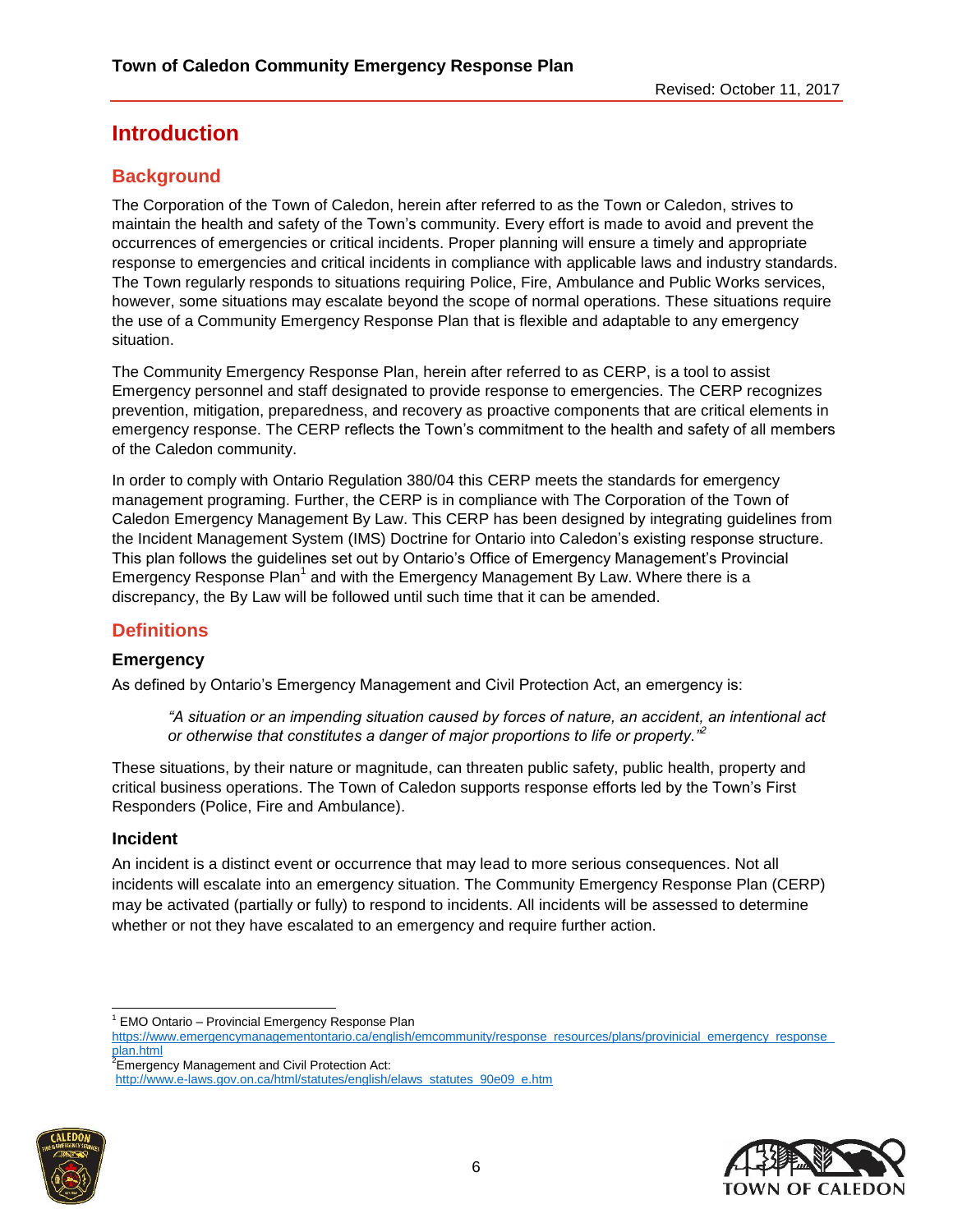# Introduction

## Background

The Corporation of the Town of Caledon, herein after referred to as the Town or Caledon, strives to maintain the health and safety of the Town's community. Every effort is made to avoid and prevent the occurrences of emergencies or critical incidents. Proper planning will ensure a timely and appropriate response to emergencies and critical incidents in compliance with applicable laws and industry standards. The Town regularly responds to situations requiring Police, Fire, Ambulance and Public Works services, however, some situations may escalate beyond the scope of normal operations. These situations require the use of a Community Emergency Response Plan that is flexible and adaptable to any emergency situation.

The Community Emergency Response Plan, herein after referred to as CERP, is a tool to assist Emergency personnel and staff designated to provide response to emergencies. The CERP recognizes prevention, mitigation, preparedness, and recovery as proactive components that are critical elements in emergency response. The CERP reflects the Town's commitment to the health and safety of all members of the Caledon community.

In order to comply with Ontario Regulation 380/04 this CERP meets the standards for emergency management programing. Further, the CERP is in compliance with The Corporation of the Town of Caledon Emergency Management By Law. This CERP has been designed by integrating guidelines from the Incident Management System (IMS) Doctrine for Ontario into Caledon's existing response structure. This plan follows the guidelines set out by Ontario's Office of Emergency Management's Provincial Emergency Response Plan[1] and with the Emergency Management By Law. Where there is a discrepancy, the By Law will be followed until such time that it can be amended.

## Definitions

### Emergency

As defined by Ontario's Emergency Management and Civil Protection Act, an emergency is:

> *"A situation or an impending situation caused by forces of nature, an accident, an intentional act or otherwise that constitutes a danger of major proportions to life or property."*[2]

These situations, by their nature or magnitude, can threaten public safety, public health, property and critical business operations. The Town of Caledon supports response efforts led by the Town's First Responders (Police, Fire and Ambulance).

### Incident

An incident is a distinct event or occurrence that may lead to more serious consequences. Not all incidents will escalate into an emergency situation. The Community Emergency Response Plan (CERP) may be activated (partially or fully) to respond to incidents. All incidents will be assessed to determine whether or not they have escalated to an emergency and require further action.

---

[1] EMO Ontario – Provincial Emergency Response Plan
https://www.emergencymanagementontario.ca/english/emcommunity/response_resources/plans/provinicial_emergency_response_plan.html

[2] Emergency Management and Civil Protection Act:
http://www.e-laws.gov.on.ca/html/statutes/english/elaws_statutes_90e09_e.htm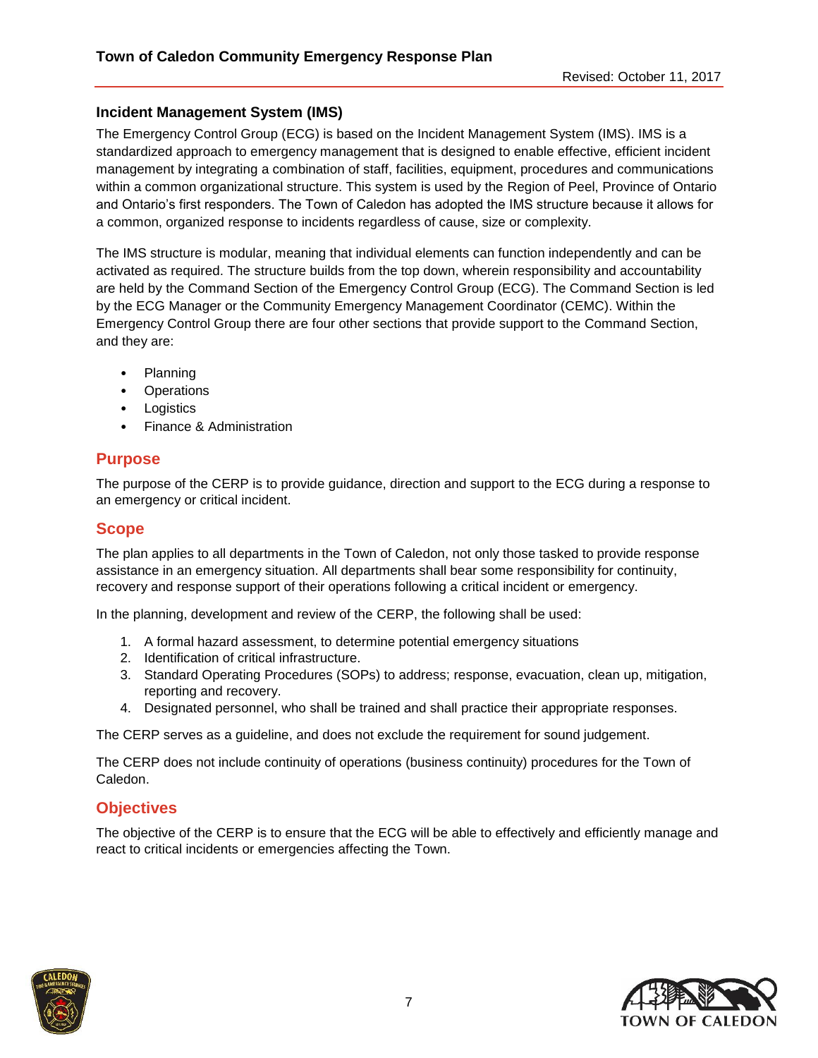### Incident Management System (IMS)

The Emergency Control Group (ECG) is based on the Incident Management System (IMS). IMS is a standardized approach to emergency management that is designed to enable effective, efficient incident management by integrating a combination of staff, facilities, equipment, procedures and communications within a common organizational structure. This system is used by the Region of Peel, Province of Ontario and Ontario's first responders. The Town of Caledon has adopted the IMS structure because it allows for a common, organized response to incidents regardless of cause, size or complexity.

The IMS structure is modular, meaning that individual elements can function independently and can be activated as required. The structure builds from the top down, wherein responsibility and accountability are held by the Command Section of the Emergency Control Group (ECG). The Command Section is led by the ECG Manager or the Community Emergency Management Coordinator (CEMC). Within the Emergency Control Group there are four other sections that provide support to the Command Section, and they are:

- Planning
- Operations
- Logistics
- Finance & Administration

## Purpose

The purpose of the CERP is to provide guidance, direction and support to the ECG during a response to an emergency or critical incident.

## Scope

The plan applies to all departments in the Town of Caledon, not only those tasked to provide response assistance in an emergency situation. All departments shall bear some responsibility for continuity, recovery and response support of their operations following a critical incident or emergency.

In the planning, development and review of the CERP, the following shall be used:

1. A formal hazard assessment, to determine potential emergency situations
2. Identification of critical infrastructure.
3. Standard Operating Procedures (SOPs) to address; response, evacuation, clean up, mitigation, reporting and recovery.
4. Designated personnel, who shall be trained and shall practice their appropriate responses.

The CERP serves as a guideline, and does not exclude the requirement for sound judgement.

The CERP does not include continuity of operations (business continuity) procedures for the Town of Caledon.

## Objectives

The objective of the CERP is to ensure that the ECG will be able to effectively and efficiently manage and react to critical incidents or emergencies affecting the Town.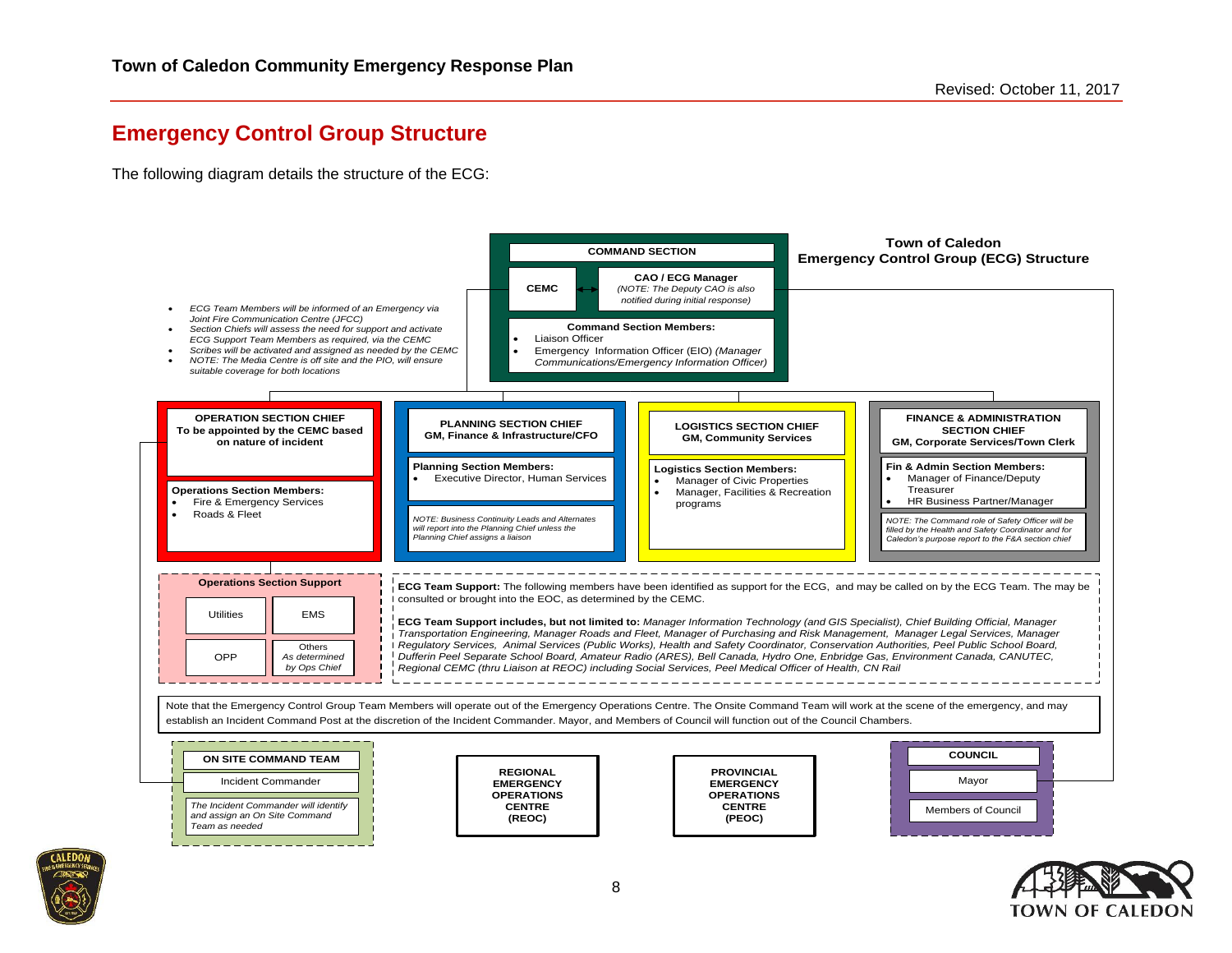## Emergency Control Group Structure

The following diagram details the structure of the ECG:

**Town of Caledon Emergency Control Group (ECG) Structure**

- *ECG Team Members will be informed of an Emergency via Joint Fire Communication Centre (JFCC)*
- *Section Chiefs will assess the need for support and activate ECG Support Team Members as required, via the CEMC*
- *Scribes will be activated and assigned as needed by the CEMC*
- *NOTE: The Media Centre is off site and the PIO, will ensure suitable coverage for both locations*

**COMMAND SECTION**

**CEMC** ↔ **CAO / ECG Manager** *(NOTE: The Deputy CAO is also notified during initial response)*

**Command Section Members:**

- Liaison Officer
- Emergency Information Officer (EIO) *(Manager Communications/Emergency Information Officer)*

**OPERATION SECTION CHIEF**
**To be appointed by the CEMC based on nature of incident**

**Operations Section Members:**

- Fire & Emergency Services
- Roads & Fleet

**PLANNING SECTION CHIEF**
**GM, Finance & Infrastructure/CFO**

**Planning Section Members:**

- Executive Director, Human Services

*NOTE: Business Continuity Leads and Alternates will report into the Planning Chief unless the Planning Chief assigns a liaison*

**LOGISTICS SECTION CHIEF**
**GM, Community Services**

**Logistics Section Members:**

- Manager of Civic Properties
- Manager, Facilities & Recreation programs

**FINANCE & ADMINISTRATION SECTION CHIEF**
**GM, Corporate Services/Town Clerk**

**Fin & Admin Section Members:**

- Manager of Finance/Deputy Treasurer
- HR Business Partner/Manager

*NOTE: The Command role of Safety Officer will be filled by the Health and Safety Coordinator and for Caledon's purpose report to the F&A section chief*

**Operations Section Support**

- Utilities
- EMS
- OPP
- Others *As determined by Ops Chief*

**ECG Team Support:** The following members have been identified as support for the ECG, and may be called on by the ECG Team. The may be consulted or brought into the EOC, as determined by the CEMC.

**ECG Team Support includes, but not limited to:** *Manager Information Technology (and GIS Specialist), Chief Building Official, Manager Transportation Engineering, Manager Roads and Fleet, Manager of Purchasing and Risk Management, Manager Legal Services, Manager Regulatory Services, Animal Services (Public Works), Health and Safety Coordinator, Conservation Authorities, Peel Public School Board, Dufferin Peel Separate School Board, Amateur Radio (ARES), Bell Canada, Hydro One, Enbridge Gas, Environment Canada, CANUTEC, Regional CEMC (thru Liaison at REOC) including Social Services, Peel Medical Officer of Health, CN Rail*

Note that the Emergency Control Group Team Members will operate out of the Emergency Operations Centre. The Onsite Command Team will work at the scene of the emergency, and may establish an Incident Command Post at the discretion of the Incident Commander. Mayor, and Members of Council will function out of the Council Chambers.

**ON SITE COMMAND TEAM**

- Incident Commander

*The Incident Commander will identify and assign an On Site Command Team as needed*

**REGIONAL EMERGENCY OPERATIONS CENTRE (REOC)**

**PROVINCIAL EMERGENCY OPERATIONS CENTRE (PEOC)**

**COUNCIL**

- Mayor
- Members of Council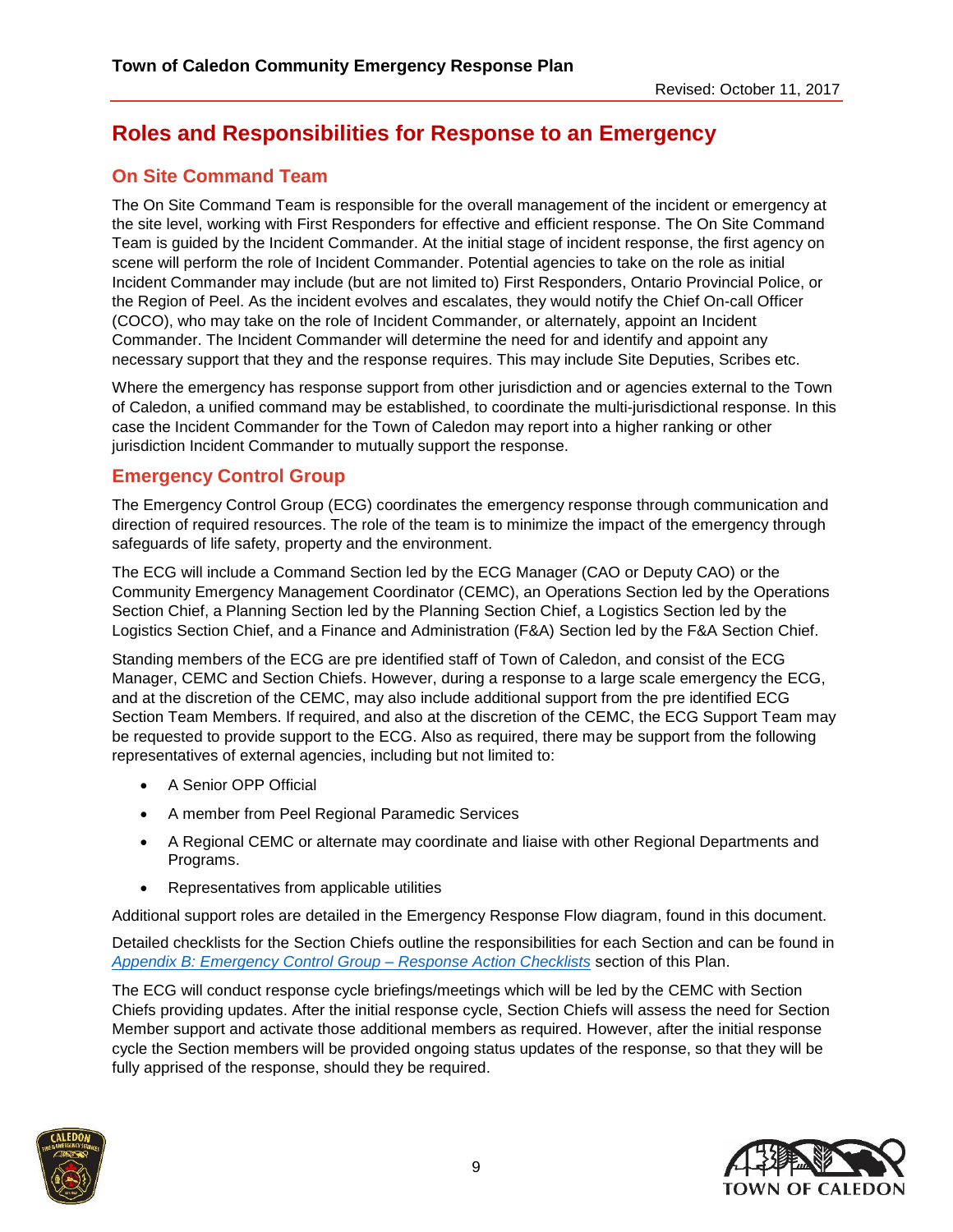## Roles and Responsibilities for Response to an Emergency

### On Site Command Team

The On Site Command Team is responsible for the overall management of the incident or emergency at the site level, working with First Responders for effective and efficient response. The On Site Command Team is guided by the Incident Commander. At the initial stage of incident response, the first agency on scene will perform the role of Incident Commander. Potential agencies to take on the role as initial Incident Commander may include (but are not limited to) First Responders, Ontario Provincial Police, or the Region of Peel. As the incident evolves and escalates, they would notify the Chief On-call Officer (COCO), who may take on the role of Incident Commander, or alternately, appoint an Incident Commander. The Incident Commander will determine the need for and identify and appoint any necessary support that they and the response requires. This may include Site Deputies, Scribes etc.

Where the emergency has response support from other jurisdiction and or agencies external to the Town of Caledon, a unified command may be established, to coordinate the multi-jurisdictional response. In this case the Incident Commander for the Town of Caledon may report into a higher ranking or other jurisdiction Incident Commander to mutually support the response.

### Emergency Control Group

The Emergency Control Group (ECG) coordinates the emergency response through communication and direction of required resources. The role of the team is to minimize the impact of the emergency through safeguards of life safety, property and the environment.

The ECG will include a Command Section led by the ECG Manager (CAO or Deputy CAO) or the Community Emergency Management Coordinator (CEMC), an Operations Section led by the Operations Section Chief, a Planning Section led by the Planning Section Chief, a Logistics Section led by the Logistics Section Chief, and a Finance and Administration (F&A) Section led by the F&A Section Chief.

Standing members of the ECG are pre identified staff of Town of Caledon, and consist of the ECG Manager, CEMC and Section Chiefs. However, during a response to a large scale emergency the ECG, and at the discretion of the CEMC, may also include additional support from the pre identified ECG Section Team Members. If required, and also at the discretion of the CEMC, the ECG Support Team may be requested to provide support to the ECG. Also as required, there may be support from the following representatives of external agencies, including but not limited to:

- A Senior OPP Official
- A member from Peel Regional Paramedic Services
- A Regional CEMC or alternate may coordinate and liaise with other Regional Departments and Programs.
- Representatives from applicable utilities

Additional support roles are detailed in the Emergency Response Flow diagram, found in this document.

Detailed checklists for the Section Chiefs outline the responsibilities for each Section and can be found in *Appendix B: Emergency Control Group – Response Action Checklists* section of this Plan.

The ECG will conduct response cycle briefings/meetings which will be led by the CEMC with Section Chiefs providing updates. After the initial response cycle, Section Chiefs will assess the need for Section Member support and activate those additional members as required. However, after the initial response cycle the Section members will be provided ongoing status updates of the response, so that they will be fully apprised of the response, should they be required.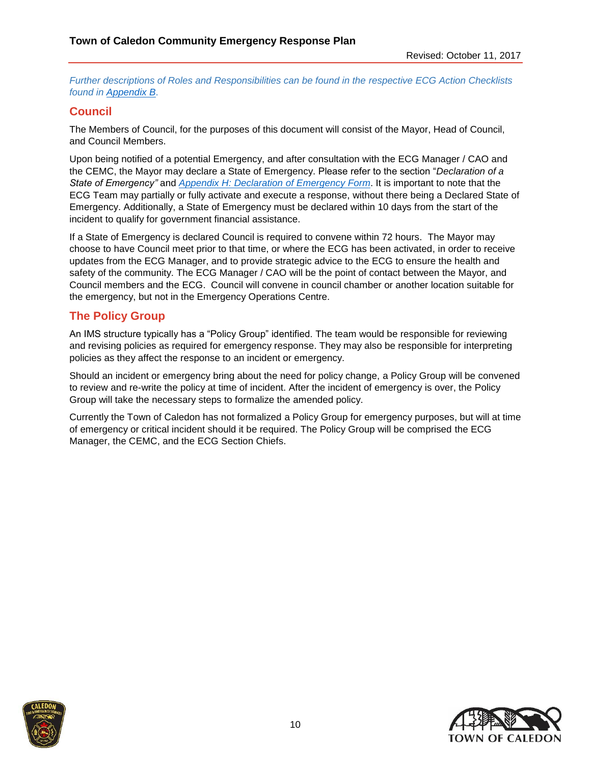*Further descriptions of Roles and Responsibilities can be found in the respective ECG Action Checklists found in Appendix B.*

## Council

The Members of Council, for the purposes of this document will consist of the Mayor, Head of Council, and Council Members.

Upon being notified of a potential Emergency, and after consultation with the ECG Manager / CAO and the CEMC, the Mayor may declare a State of Emergency. Please refer to the section "*Declaration of a State of Emergency"* and *Appendix H: Declaration of Emergency Form*. It is important to note that the ECG Team may partially or fully activate and execute a response, without there being a Declared State of Emergency. Additionally, a State of Emergency must be declared within 10 days from the start of the incident to qualify for government financial assistance.

If a State of Emergency is declared Council is required to convene within 72 hours. The Mayor may choose to have Council meet prior to that time, or where the ECG has been activated, in order to receive updates from the ECG Manager, and to provide strategic advice to the ECG to ensure the health and safety of the community. The ECG Manager / CAO will be the point of contact between the Mayor, and Council members and the ECG. Council will convene in council chamber or another location suitable for the emergency, but not in the Emergency Operations Centre.

## The Policy Group

An IMS structure typically has a "Policy Group" identified. The team would be responsible for reviewing and revising policies as required for emergency response. They may also be responsible for interpreting policies as they affect the response to an incident or emergency.

Should an incident or emergency bring about the need for policy change, a Policy Group will be convened to review and re-write the policy at time of incident. After the incident of emergency is over, the Policy Group will take the necessary steps to formalize the amended policy.

Currently the Town of Caledon has not formalized a Policy Group for emergency purposes, but will at time of emergency or critical incident should it be required. The Policy Group will be comprised the ECG Manager, the CEMC, and the ECG Section Chiefs.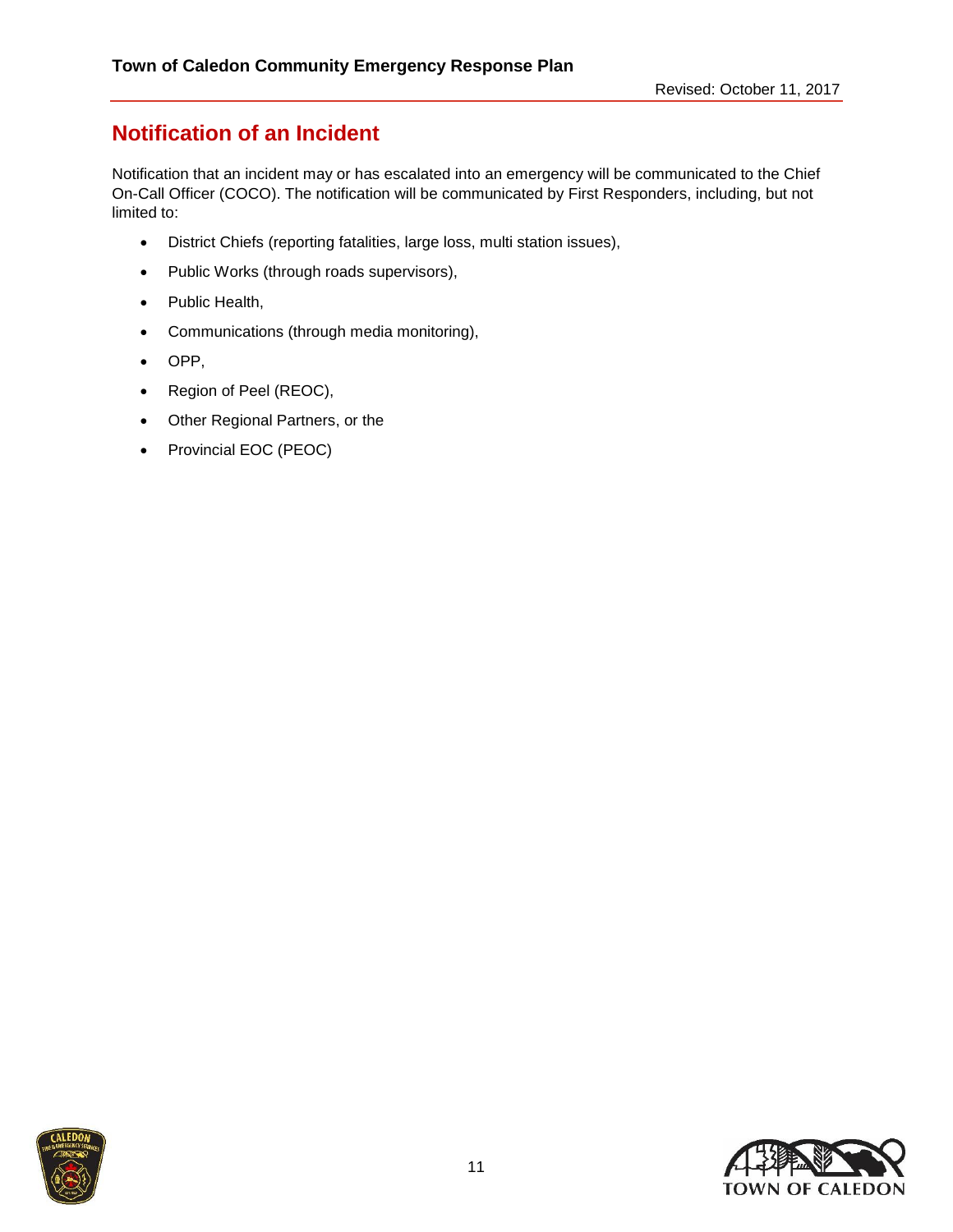## Notification of an Incident

Notification that an incident may or has escalated into an emergency will be communicated to the Chief On-Call Officer (COCO). The notification will be communicated by First Responders, including, but not limited to:

- District Chiefs (reporting fatalities, large loss, multi station issues),
- Public Works (through roads supervisors),
- Public Health,
- Communications (through media monitoring),
- OPP,
- Region of Peel (REOC),
- Other Regional Partners, or the
- Provincial EOC (PEOC)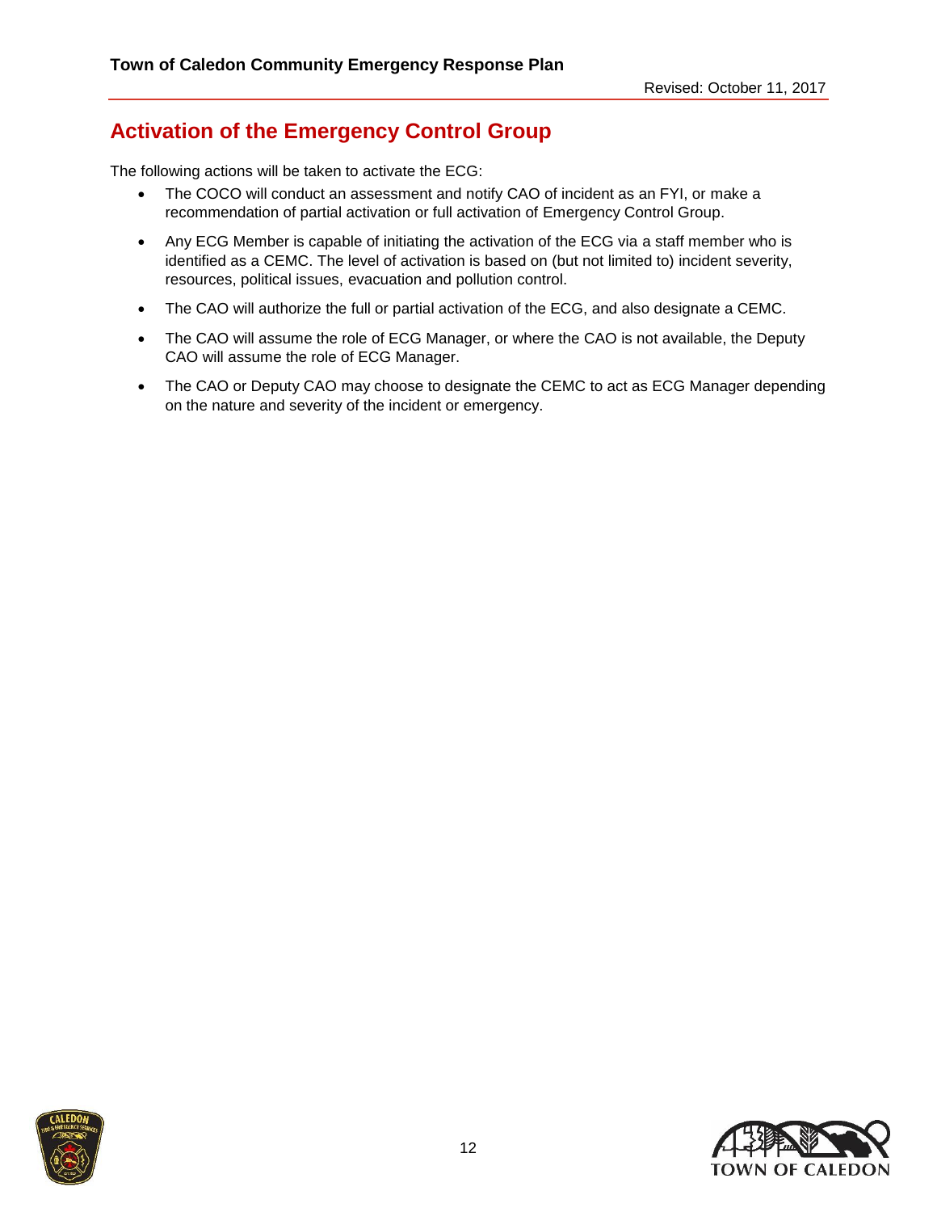## Activation of the Emergency Control Group

The following actions will be taken to activate the ECG:

- The COCO will conduct an assessment and notify CAO of incident as an FYI, or make a recommendation of partial activation or full activation of Emergency Control Group.
- Any ECG Member is capable of initiating the activation of the ECG via a staff member who is identified as a CEMC. The level of activation is based on (but not limited to) incident severity, resources, political issues, evacuation and pollution control.
- The CAO will authorize the full or partial activation of the ECG, and also designate a CEMC.
- The CAO will assume the role of ECG Manager, or where the CAO is not available, the Deputy CAO will assume the role of ECG Manager.
- The CAO or Deputy CAO may choose to designate the CEMC to act as ECG Manager depending on the nature and severity of the incident or emergency.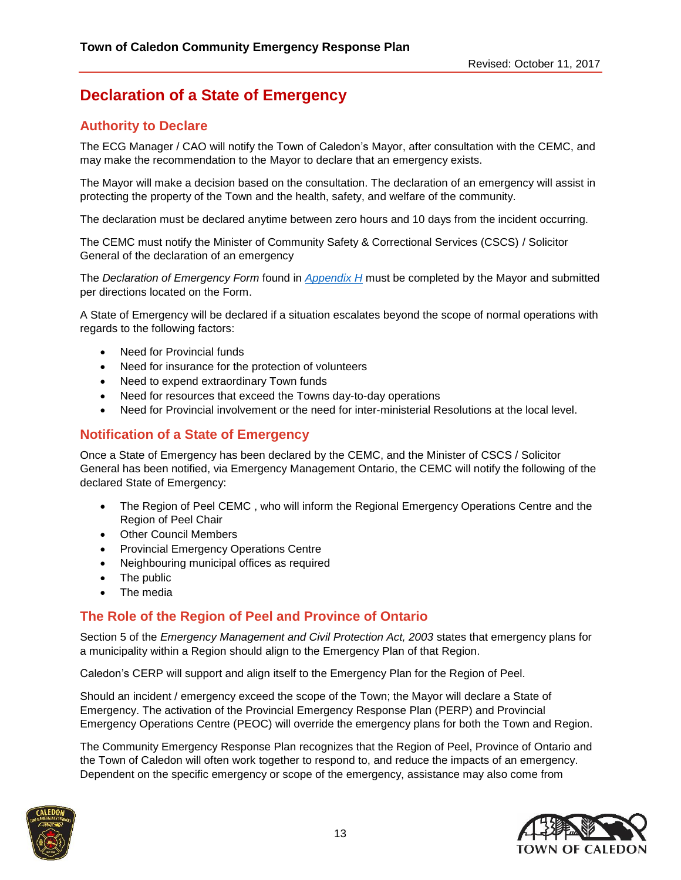# Declaration of a State of Emergency

## Authority to Declare

The ECG Manager / CAO will notify the Town of Caledon's Mayor, after consultation with the CEMC, and may make the recommendation to the Mayor to declare that an emergency exists.

The Mayor will make a decision based on the consultation. The declaration of an emergency will assist in protecting the property of the Town and the health, safety, and welfare of the community.

The declaration must be declared anytime between zero hours and 10 days from the incident occurring.

The CEMC must notify the Minister of Community Safety & Correctional Services (CSCS) / Solicitor General of the declaration of an emergency

The *Declaration of Emergency Form* found in *Appendix H* must be completed by the Mayor and submitted per directions located on the Form.

A State of Emergency will be declared if a situation escalates beyond the scope of normal operations with regards to the following factors:

- Need for Provincial funds
- Need for insurance for the protection of volunteers
- Need to expend extraordinary Town funds
- Need for resources that exceed the Towns day-to-day operations
- Need for Provincial involvement or the need for inter-ministerial Resolutions at the local level.

## Notification of a State of Emergency

Once a State of Emergency has been declared by the CEMC, and the Minister of CSCS / Solicitor General has been notified, via Emergency Management Ontario, the CEMC will notify the following of the declared State of Emergency:

- The Region of Peel CEMC , who will inform the Regional Emergency Operations Centre and the Region of Peel Chair
- Other Council Members
- Provincial Emergency Operations Centre
- Neighbouring municipal offices as required
- The public
- The media

## The Role of the Region of Peel and Province of Ontario

Section 5 of the *Emergency Management and Civil Protection Act, 2003* states that emergency plans for a municipality within a Region should align to the Emergency Plan of that Region.

Caledon's CERP will support and align itself to the Emergency Plan for the Region of Peel.

Should an incident / emergency exceed the scope of the Town; the Mayor will declare a State of Emergency. The activation of the Provincial Emergency Response Plan (PERP) and Provincial Emergency Operations Centre (PEOC) will override the emergency plans for both the Town and Region.

The Community Emergency Response Plan recognizes that the Region of Peel, Province of Ontario and the Town of Caledon will often work together to respond to, and reduce the impacts of an emergency. Dependent on the specific emergency or scope of the emergency, assistance may also come from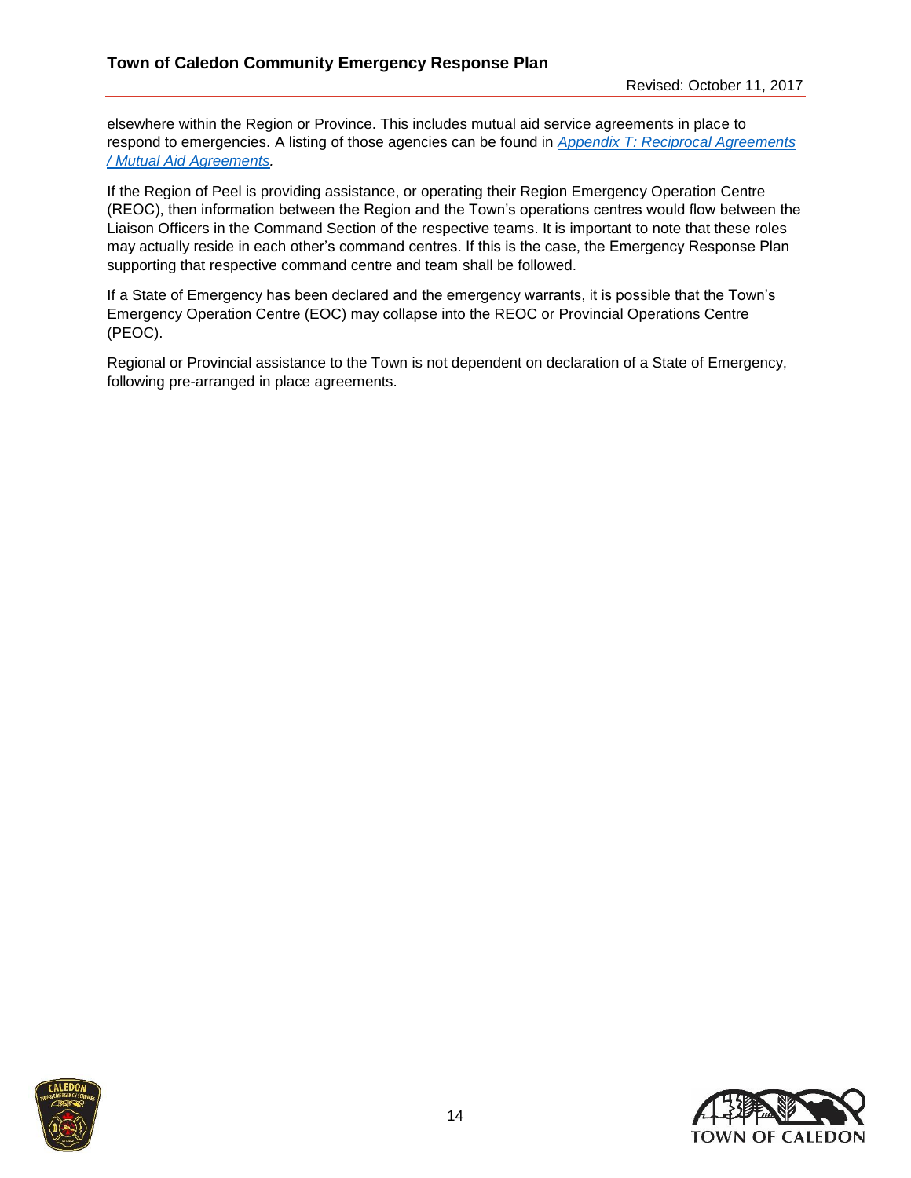elsewhere within the Region or Province. This includes mutual aid service agreements in place to respond to emergencies. A listing of those agencies can be found in *Appendix T: Reciprocal Agreements / Mutual Aid Agreements*.

If the Region of Peel is providing assistance, or operating their Region Emergency Operation Centre (REOC), then information between the Region and the Town's operations centres would flow between the Liaison Officers in the Command Section of the respective teams. It is important to note that these roles may actually reside in each other's command centres. If this is the case, the Emergency Response Plan supporting that respective command centre and team shall be followed.

If a State of Emergency has been declared and the emergency warrants, it is possible that the Town's Emergency Operation Centre (EOC) may collapse into the REOC or Provincial Operations Centre (PEOC).

Regional or Provincial assistance to the Town is not dependent on declaration of a State of Emergency, following pre-arranged in place agreements.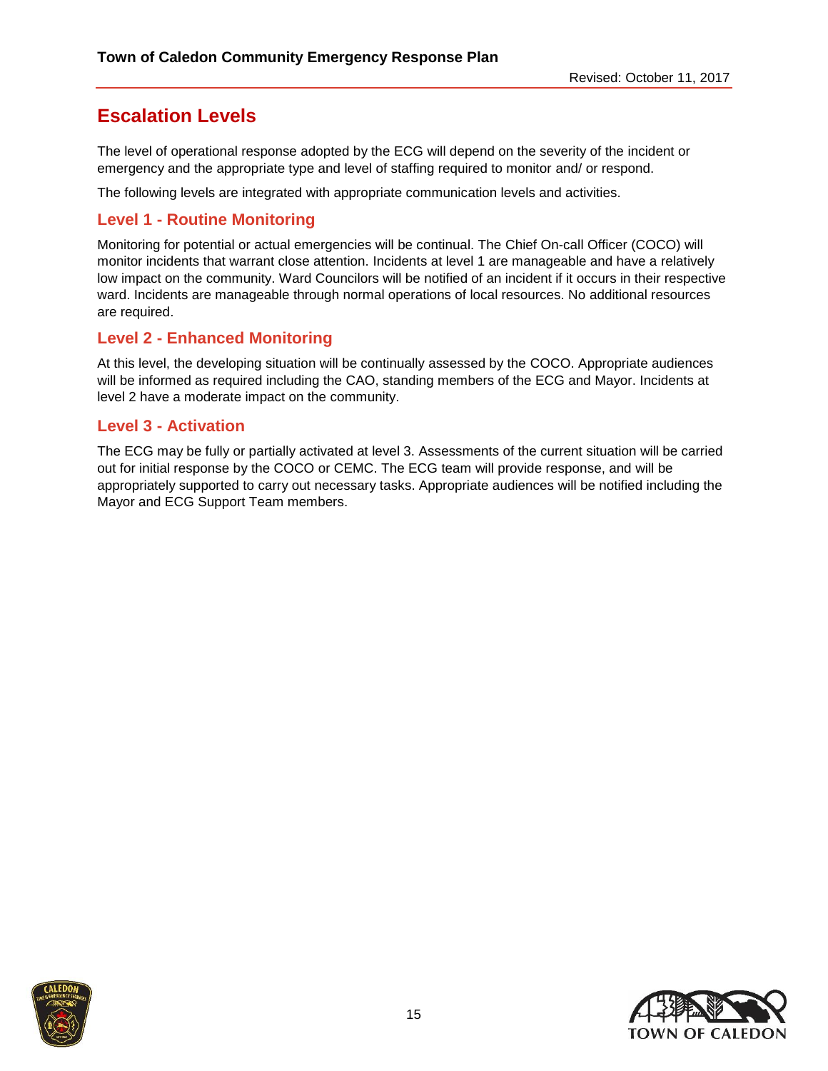## Escalation Levels

The level of operational response adopted by the ECG will depend on the severity of the incident or emergency and the appropriate type and level of staffing required to monitor and/ or respond.

The following levels are integrated with appropriate communication levels and activities.

### Level 1 - Routine Monitoring

Monitoring for potential or actual emergencies will be continual. The Chief On-call Officer (COCO) will monitor incidents that warrant close attention. Incidents at level 1 are manageable and have a relatively low impact on the community. Ward Councilors will be notified of an incident if it occurs in their respective ward. Incidents are manageable through normal operations of local resources. No additional resources are required.

### Level 2 - Enhanced Monitoring

At this level, the developing situation will be continually assessed by the COCO. Appropriate audiences will be informed as required including the CAO, standing members of the ECG and Mayor. Incidents at level 2 have a moderate impact on the community.

### Level 3 - Activation

The ECG may be fully or partially activated at level 3. Assessments of the current situation will be carried out for initial response by the COCO or CEMC. The ECG team will provide response, and will be appropriately supported to carry out necessary tasks. Appropriate audiences will be notified including the Mayor and ECG Support Team members.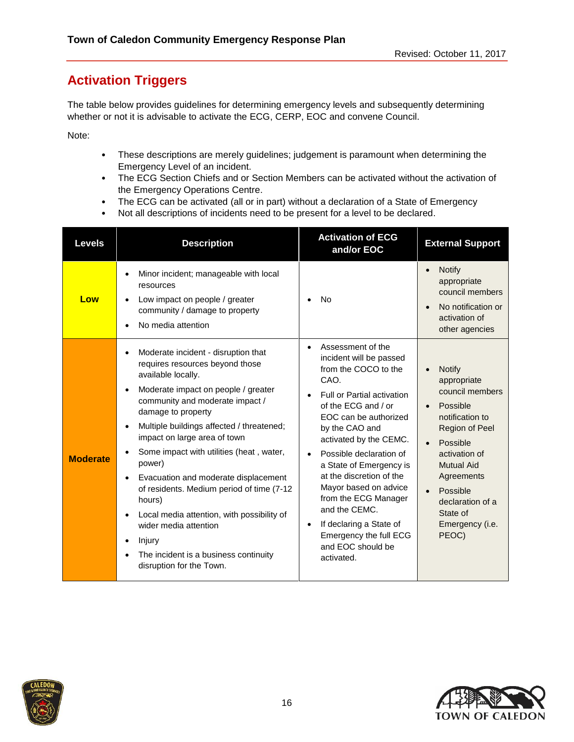## Activation Triggers

The table below provides guidelines for determining emergency levels and subsequently determining whether or not it is advisable to activate the ECG, CERP, EOC and convene Council.

Note:

- These descriptions are merely guidelines; judgement is paramount when determining the Emergency Level of an incident.
- The ECG Section Chiefs and or Section Members can be activated without the activation of the Emergency Operations Centre.
- The ECG can be activated (all or in part) without a declaration of a State of Emergency
- Not all descriptions of incidents need to be present for a level to be declared.

| Levels | Description | Activation of ECG and/or EOC | External Support |
|---|---|---|---|
| **Low** | • Minor incident; manageable with local resources<br>• Low impact on people / greater community / damage to property<br>• No media attention | • No | • Notify appropriate council members<br>• No notification or activation of other agencies |
| **Moderate** | • Moderate incident - disruption that requires resources beyond those available locally.<br>• Moderate impact on people / greater community and moderate impact / damage to property<br>• Multiple buildings affected / threatened; impact on large area of town<br>• Some impact with utilities (heat , water, power)<br>• Evacuation and moderate displacement of residents. Medium period of time (7-12 hours)<br>• Local media attention, with possibility of wider media attention<br>• Injury<br>• The incident is a business continuity disruption for the Town. | • Assessment of the incident will be passed from the COCO to the CAO.<br>• Full or Partial activation of the ECG and / or EOC can be authorized by the CAO and activated by the CEMC.<br>• Possible declaration of a State of Emergency is at the discretion of the Mayor based on advice from the ECG Manager and the CEMC.<br>• If declaring a State of Emergency the full ECG and EOC should be activated. | • Notify appropriate council members<br>• Possible notification to Region of Peel<br>• Possible activation of Mutual Aid Agreements<br>• Possible declaration of a State of Emergency (i.e. PEOC) |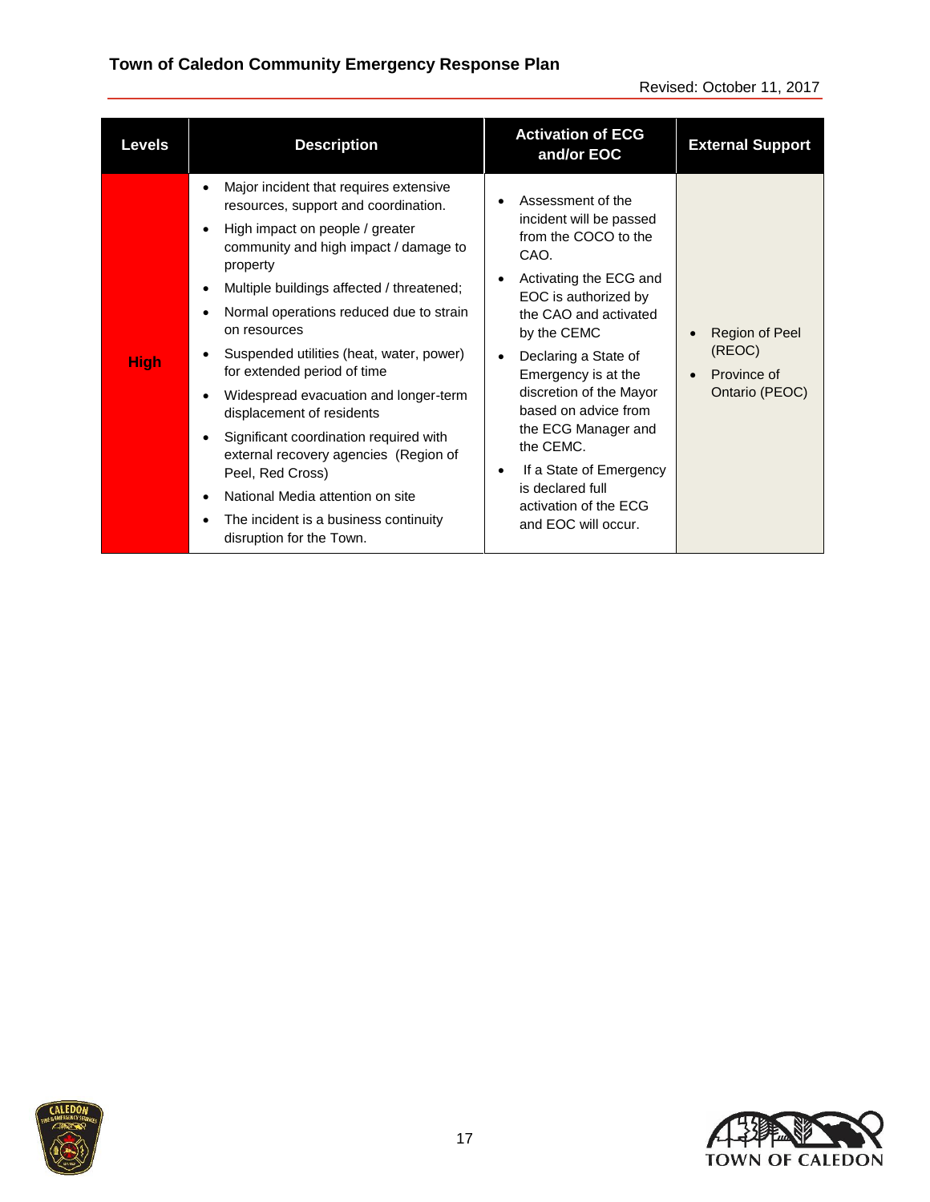| Levels | Description | Activation of ECG and/or EOC | External Support |
|---|---|---|---|
| **High** | • Major incident that requires extensive resources, support and coordination.<br>• High impact on people / greater community and high impact / damage to property<br>• Multiple buildings affected / threatened;<br>• Normal operations reduced due to strain on resources<br>• Suspended utilities (heat, water, power) for extended period of time<br>• Widespread evacuation and longer-term displacement of residents<br>• Significant coordination required with external recovery agencies (Region of Peel, Red Cross)<br>• National Media attention on site<br>• The incident is a business continuity disruption for the Town. | • Assessment of the incident will be passed from the COCO to the CAO.<br>• Activating the ECG and EOC is authorized by the CAO and activated by the CEMC<br>• Declaring a State of Emergency is at the discretion of the Mayor based on advice from the ECG Manager and the CEMC.<br>• If a State of Emergency is declared full activation of the ECG and EOC will occur. | • Region of Peel (REOC)<br>• Province of Ontario (PEOC) |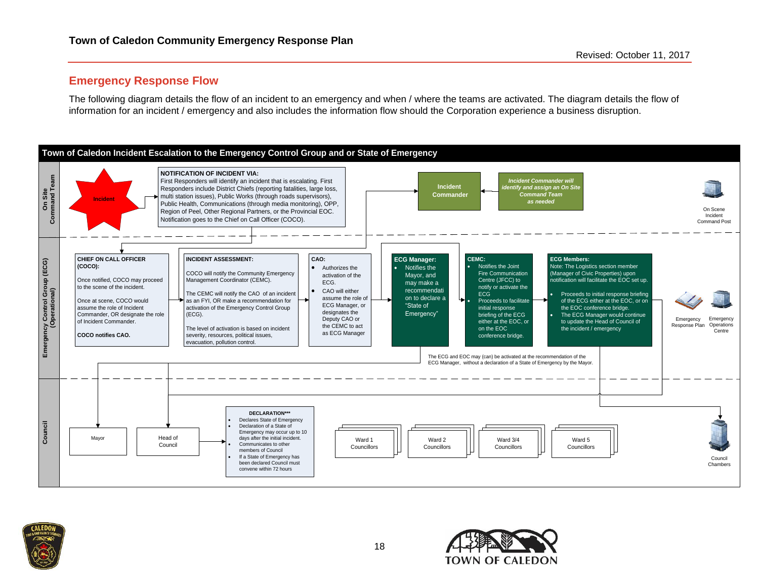## Emergency Response Flow

The following diagram details the flow of an incident to an emergency and when / where the teams are activated. The diagram details the flow of information for an incident / emergency and also includes the information flow should the Corporation experience a business disruption.

### Town of Caledon Incident Escalation to the Emergency Control Group and or State of Emergency

**On Site Command Team**

Incident

**NOTIFICATION OF INCIDENT VIA:**
First Responders will identify an incident that is escalating. First Responders include District Chiefs (reporting fatalities, large loss, multi station issues), Public Works (through roads supervisors), Public Health, Communications (through media monitoring), OPP, Region of Peel, Other Regional Partners, or the Provincial EOC. Notification goes to the Chief on Call Officer (COCO).

**Incident Commander**

***Incident Commander will identify and assign an On Site Command Team as needed***

On Scene Incident Command Post

**Emergency Control Group (ECG) (Operational)**

**CHIEF ON CALL OFFICER (COCO):**

Once notified, COCO may proceed to the scene of the incident.

Once at scene, COCO would assume the role of Incident Commander, OR designate the role of Incident Commander.

**COCO notifies CAO.**

**INCIDENT ASSESSMENT:**

COCO will notify the Community Emergency Management Coordinator (CEMC).

The CEMC will notify the CAO of an incident as an FYI, OR make a recommendation for activation of the Emergency Control Group (ECG).

The level of activation is based on incident severity, resources, political issues, evacuation, pollution control.

**CAO:**

- Authorizes the activation of the ECG.
- CAO will either assume the role of ECG Manager, or designates the Deputy CAO or the CEMC to act as ECG Manager

**ECG Manager:**

- Notifies the Mayor, and may make a recommendation to declare a "State of Emergency"

**CEMC:**

- Notifies the Joint Fire Communication Centre (JFCC) to notify or activate the ECG
- Proceeds to facilitate initial response briefing of the ECG either at the EOC, or on the EOC conference bridge.

**ECG Members:**
Note: The Logistics section member (Manager of Civic Properties) upon notification will facilitate the EOC set up.

- Proceeds to initial response briefing of the ECG either at the EOC, or on the EOC conference bridge.
- The ECG Manager would continue to update the Head of Council of the incident / emergency

Emergency Response Plan

Emergency Operations Centre

The ECG and EOC may (can) be activated at the recommendation of the ECG Manager, without a declaration of a State of Emergency by the Mayor.

**Council**

Mayor

Head of Council

**DECLARATION\*\*\***

- Declares State of Emergency
- Declaration of a State of Emergency may occur up to 10 days after the initial incident.
- Communicates to other members of Council
- If a State of Emergency has been declared Council must convene within 72 hours

Ward 1 Councillors

Ward 2 Councillors

Ward 3/4 Councillors

Ward 5 Councillors

Council Chambers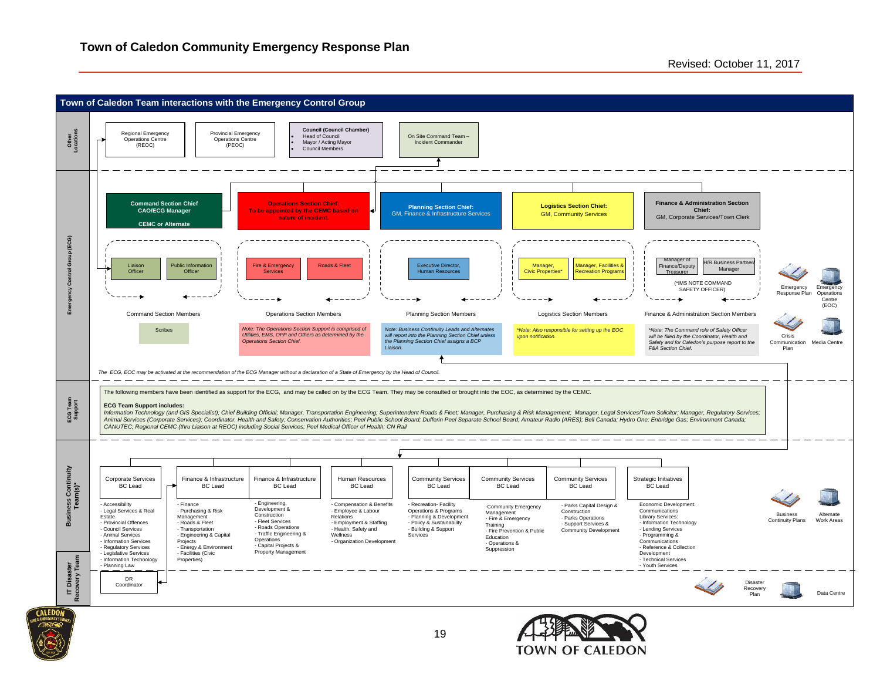# Town of Caledon Community Emergency Response Plan

Revised: October 11, 2017

## Town of Caledon Team interactions with the Emergency Control Group

### Other Locations

- Regional Emergency Operations Centre (REOC)
- Provincial Emergency Operations Centre (PEOC)
- **Council (Council Chamber)**
  - Head of Council
  - Mayor / Acting Mayor
  - Council Members
- On Site Command Team – Incident Commander

### Emergency Control Group (ECG)

**Command Section Chief**
**CAO/ECG Manager**
**CEMC or Alternate**

- Liaison Officer
- Public Information Officer

Command Section Members

- Scribes

**Operations Section Chief:**
**To be appointed by the CEMC based on nature of incident.**

- Fire & Emergency Services
- Roads & Fleet

Operations Section Members

*Note: The Operations Section Support is comprised of Utilities, EMS, OPP and Others as determined by the Operations Section Chief.*

**Planning Section Chief:**
GM, Finance & Infrastructure Services

- Executive Director, Human Resources

Planning Section Members

*Note: Business Continuity Leads and Alternates will report into the Planning Section Chief unless the Planning Section Chief assigns a BCP Liaison.*

**Logistics Section Chief:**
GM, Community Services

- Manager, Civic Properties*
- Manager, Facilities & Recreation Programs

Logistics Section Members

*\*Note: Also responsible for setting up the EOC upon notification.*

**Finance & Administration Section Chief:**
GM, Corporate Services/Town Clerk

- Manager of Finance/Deputy Treasurer
- H/R Business Partner/ Manager

(*IMS NOTE COMMAND SAFETY OFFICER)

Finance & Administration Section Members

*\*Note: The Command role of Safety Officer will be filled by the Coordinator, Health and Safety and for Caledon's purpose report to the F&A Section Chief.*

- Emergency Response Plan
- Emergency Operations Centre (EOC)
- Crisis Communication Plan
- Media Centre

*The ECG, EOC may be activated at the recommendation of the ECG Manager without a declaration of a State of Emergency by the Head of Council.*

### ECG Team Support

The following members have been identified as support for the ECG, and may be called on by the ECG Team. They may be consulted or brought into the EOC, as determined by the CEMC.

**ECG Team Support includes:**

*Information Technology (and GIS Specialist); Chief Building Official; Manager, Transportation Engineering; Superintendent Roads & Fleet; Manager, Purchasing & Risk Management; Manager, Legal Services/Town Solicitor; Manager, Regulatory Services; Animal Services (Corporate Services); Coordinator, Health and Safety; Conservation Authorities; Peel Public School Board; Dufferin Peel Separate School Board; Amateur Radio (ARES); Bell Canada; Hydro One; Enbridge Gas; Environment Canada; CANUTEC; Regional CEMC (thru Liaison at REOC) including Social Services; Peel Medical Officer of Health; CN Rail*

### Business Continuity Team(s)*

**Corporate Services BC Lead**
- Accessibility
- Legal Services & Real Estate
- Provincial Offences
- Council Services
- Animal Services
- Information Services
- Regulatory Services
- Legislative Services
- Information Technology
- Planning Law

**Finance & Infrastructure BC Lead**
- Finance
- Purchasing & Risk Management
- Roads & Fleet
- Transportation
- Engineering & Capital Projects
- Energy & Environment
- Facilities (Civic Properties)

**Finance & Infrastructure BC Lead**
- Engineering, Development & Construction
- Fleet Services
- Roads Operations
- Traffic Engineering & Operations
- Capital Projects & Property Management

**Human Resources BC Lead**
- Compensation & Benefits
- Employee & Labour Relations
- Employment & Staffing
- Health, Safety and Wellness
- Organization Development

**Community Services BC Lead**
- Recreation- Facility Operations & Programs
- Planning & Development
- Policy & Sustainability
- Building & Support Services

**Community Services BC Lead**
- Community Emergency Management
- Fire & Emergency Training
- Fire Prevention & Public Education
- Operations & Suppression

**Community Services BC Lead**
- Parks Capital Design & Construction
- Parks Operations
- Support Services & Community Development

**Strategic Initiatives BC Lead**
- Economic Development: Communications
- Library Services:
- Information Technology
- Lending Services
- Programming & Communications
- Reference & Collection Development
- Technical Services
- Youth Services

- Business Continuity Plans
- Alternate Work Areas

### IT Disaster Recovery Team

- DR Coordinator
- Disaster Recovery Plan
- Data Centre

TOWN OF CALEDON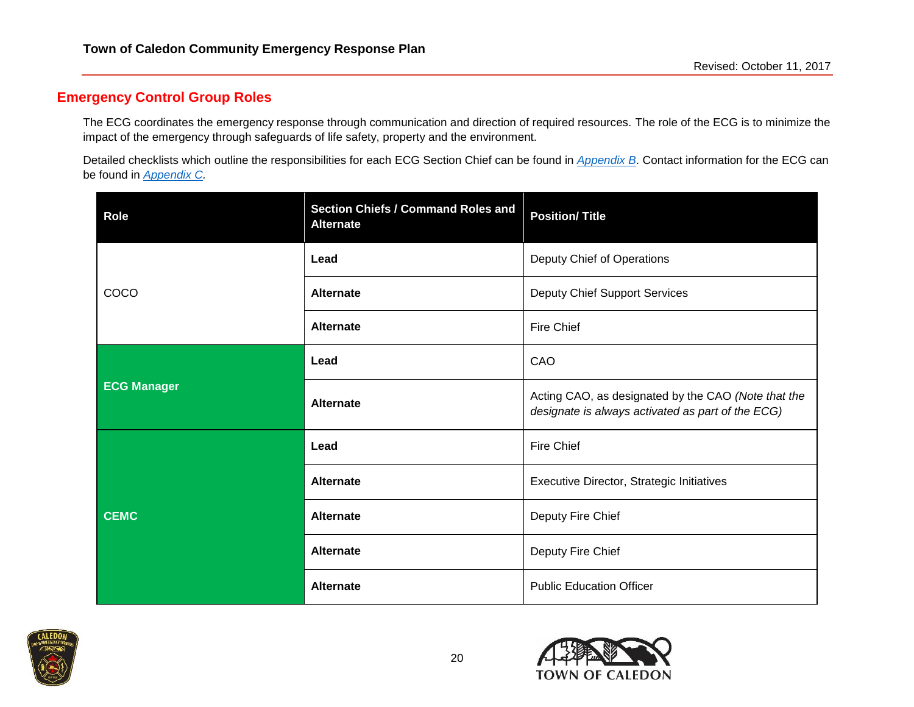## Emergency Control Group Roles

The ECG coordinates the emergency response through communication and direction of required resources. The role of the ECG is to minimize the impact of the emergency through safeguards of life safety, property and the environment.

Detailed checklists which outline the responsibilities for each ECG Section Chief can be found in Appendix B. Contact information for the ECG can be found in Appendix C.

| Role | Section Chiefs / Command Roles and Alternate | Position/ Title |
|---|---|---|
| COCO | **Lead** | Deputy Chief of Operations |
| | **Alternate** | Deputy Chief Support Services |
| | **Alternate** | Fire Chief |
| **ECG Manager** | **Lead** | CAO |
| | **Alternate** | Acting CAO, as designated by the CAO *(Note that the designate is always activated as part of the ECG)* |
| **CEMC** | **Lead** | Fire Chief |
| | **Alternate** | Executive Director, Strategic Initiatives |
| | **Alternate** | Deputy Fire Chief |
| | **Alternate** | Deputy Fire Chief |
| | **Alternate** | Public Education Officer |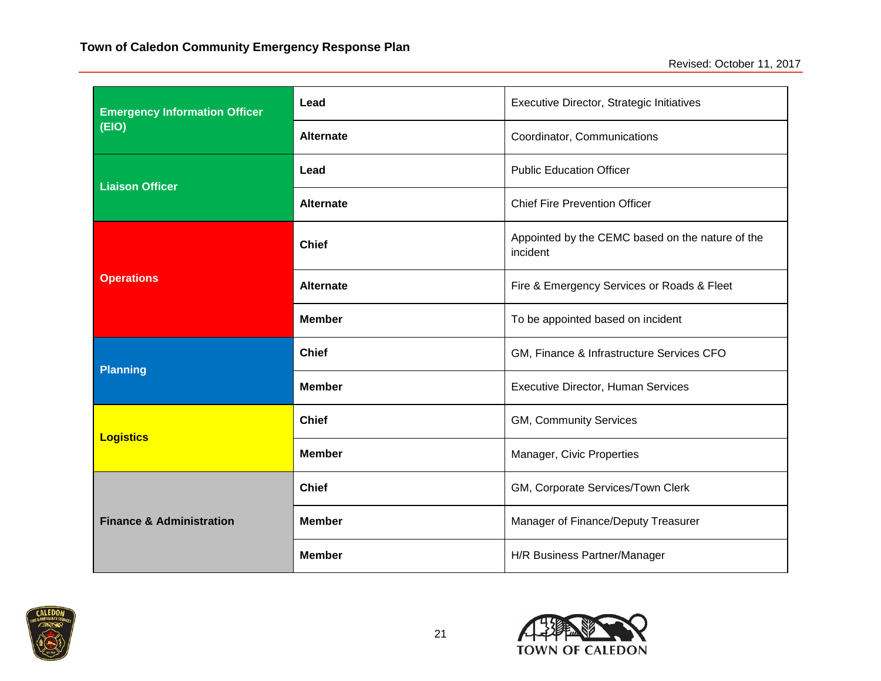| | | |
|---|---|---|
| **Emergency Information Officer (EIO)** | **Lead** | Executive Director, Strategic Initiatives |
| | **Alternate** | Coordinator, Communications |
| **Liaison Officer** | **Lead** | Public Education Officer |
| | **Alternate** | Chief Fire Prevention Officer |
| **Operations** | **Chief** | Appointed by the CEMC based on the nature of the incident |
| | **Alternate** | Fire & Emergency Services or Roads & Fleet |
| | **Member** | To be appointed based on incident |
| **Planning** | **Chief** | GM, Finance & Infrastructure Services CFO |
| | **Member** | Executive Director, Human Services |
| **Logistics** | **Chief** | GM, Community Services |
| | **Member** | Manager, Civic Properties |
| **Finance & Administration** | **Chief** | GM, Corporate Services/Town Clerk |
| | **Member** | Manager of Finance/Deputy Treasurer |
| | **Member** | H/R Business Partner/Manager |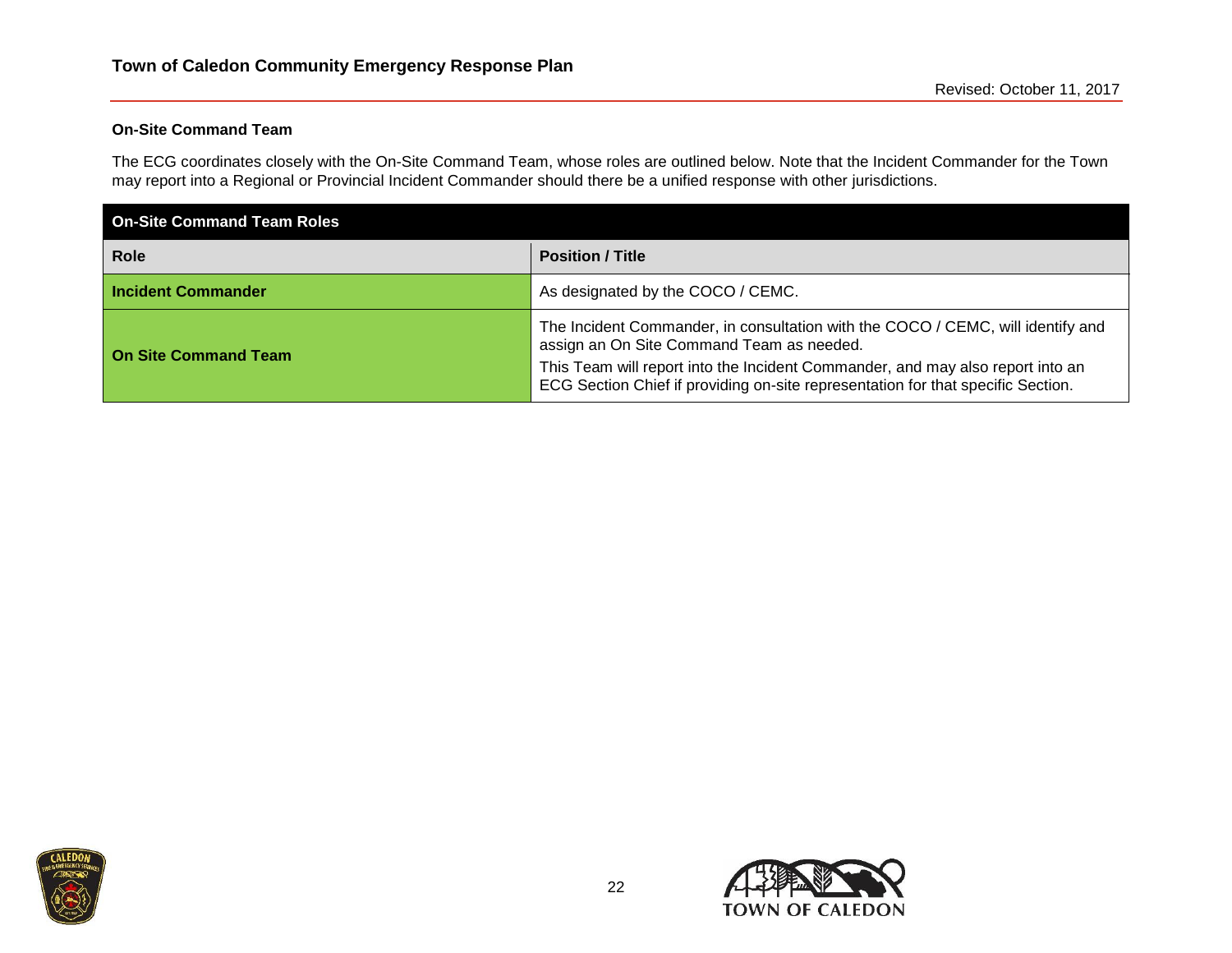### On-Site Command Team

The ECG coordinates closely with the On-Site Command Team, whose roles are outlined below. Note that the Incident Commander for the Town may report into a Regional or Provincial Incident Commander should there be a unified response with other jurisdictions.

| On-Site Command Team Roles | |
|---|---|
| **Role** | **Position / Title** |
| **Incident Commander** | As designated by the COCO / CEMC. |
| **On Site Command Team** | The Incident Commander, in consultation with the COCO / CEMC, will identify and assign an On Site Command Team as needed.<br>This Team will report into the Incident Commander, and may also report into an ECG Section Chief if providing on-site representation for that specific Section. |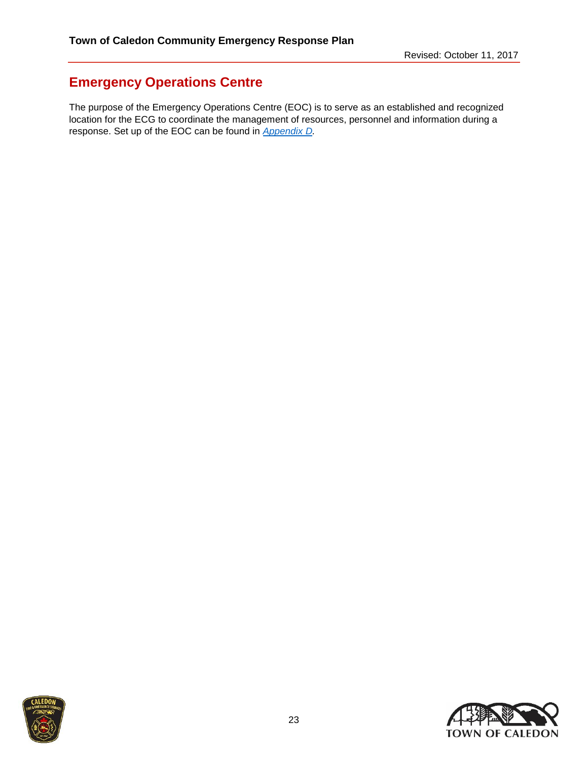## Emergency Operations Centre

The purpose of the Emergency Operations Centre (EOC) is to serve as an established and recognized location for the ECG to coordinate the management of resources, personnel and information during a response. Set up of the EOC can be found in *Appendix D.*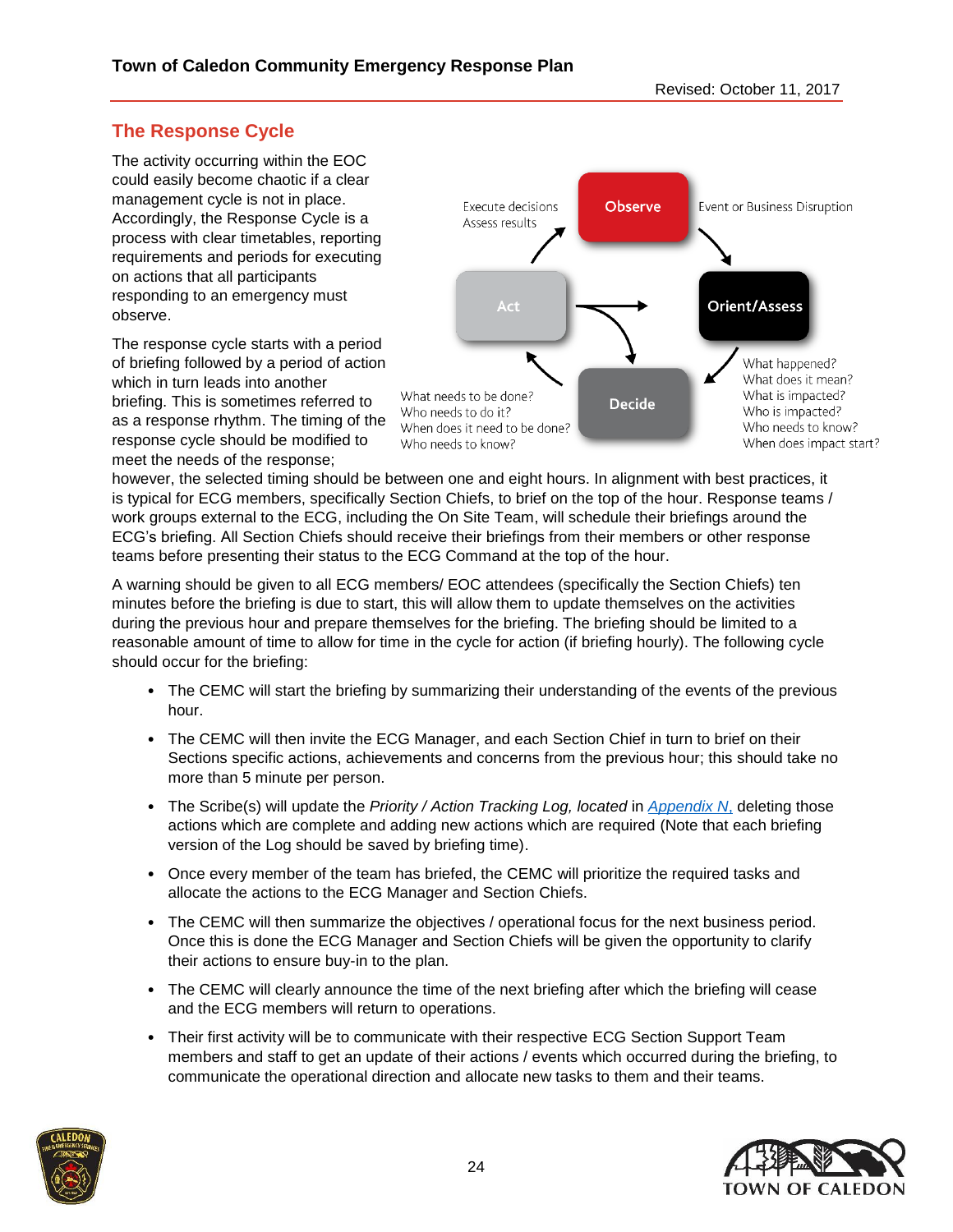## The Response Cycle

The activity occurring within the EOC could easily become chaotic if a clear management cycle is not in place. Accordingly, the Response Cycle is a process with clear timetables, reporting requirements and periods for executing on actions that all participants responding to an emergency must observe.

Observe – Event or Business Disruption

Orient/Assess – What happened? What does it mean? What is impacted? Who is impacted? Who needs to know? When does impact start?

Decide – What needs to be done? Who needs to do it? When does it need to be done? Who needs to know?

Act – Execute decisions, Assess results

The response cycle starts with a period of briefing followed by a period of action which in turn leads into another briefing. This is sometimes referred to as a response rhythm. The timing of the response cycle should be modified to meet the needs of the response; however, the selected timing should be between one and eight hours. In alignment with best practices, it is typical for ECG members, specifically Section Chiefs, to brief on the top of the hour. Response teams / work groups external to the ECG, including the On Site Team, will schedule their briefings around the ECG's briefing. All Section Chiefs should receive their briefings from their members or other response teams before presenting their status to the ECG Command at the top of the hour.

A warning should be given to all ECG members/ EOC attendees (specifically the Section Chiefs) ten minutes before the briefing is due to start, this will allow them to update themselves on the activities during the previous hour and prepare themselves for the briefing. The briefing should be limited to a reasonable amount of time to allow for time in the cycle for action (if briefing hourly). The following cycle should occur for the briefing:

- The CEMC will start the briefing by summarizing their understanding of the events of the previous hour.
- The CEMC will then invite the ECG Manager, and each Section Chief in turn to brief on their Sections specific actions, achievements and concerns from the previous hour; this should take no more than 5 minute per person.
- The Scribe(s) will update the *Priority / Action Tracking Log, located* in Appendix N, deleting those actions which are complete and adding new actions which are required (Note that each briefing version of the Log should be saved by briefing time).
- Once every member of the team has briefed, the CEMC will prioritize the required tasks and allocate the actions to the ECG Manager and Section Chiefs.
- The CEMC will then summarize the objectives / operational focus for the next business period. Once this is done the ECG Manager and Section Chiefs will be given the opportunity to clarify their actions to ensure buy-in to the plan.
- The CEMC will clearly announce the time of the next briefing after which the briefing will cease and the ECG members will return to operations.
- Their first activity will be to communicate with their respective ECG Section Support Team members and staff to get an update of their actions / events which occurred during the briefing, to communicate the operational direction and allocate new tasks to them and their teams.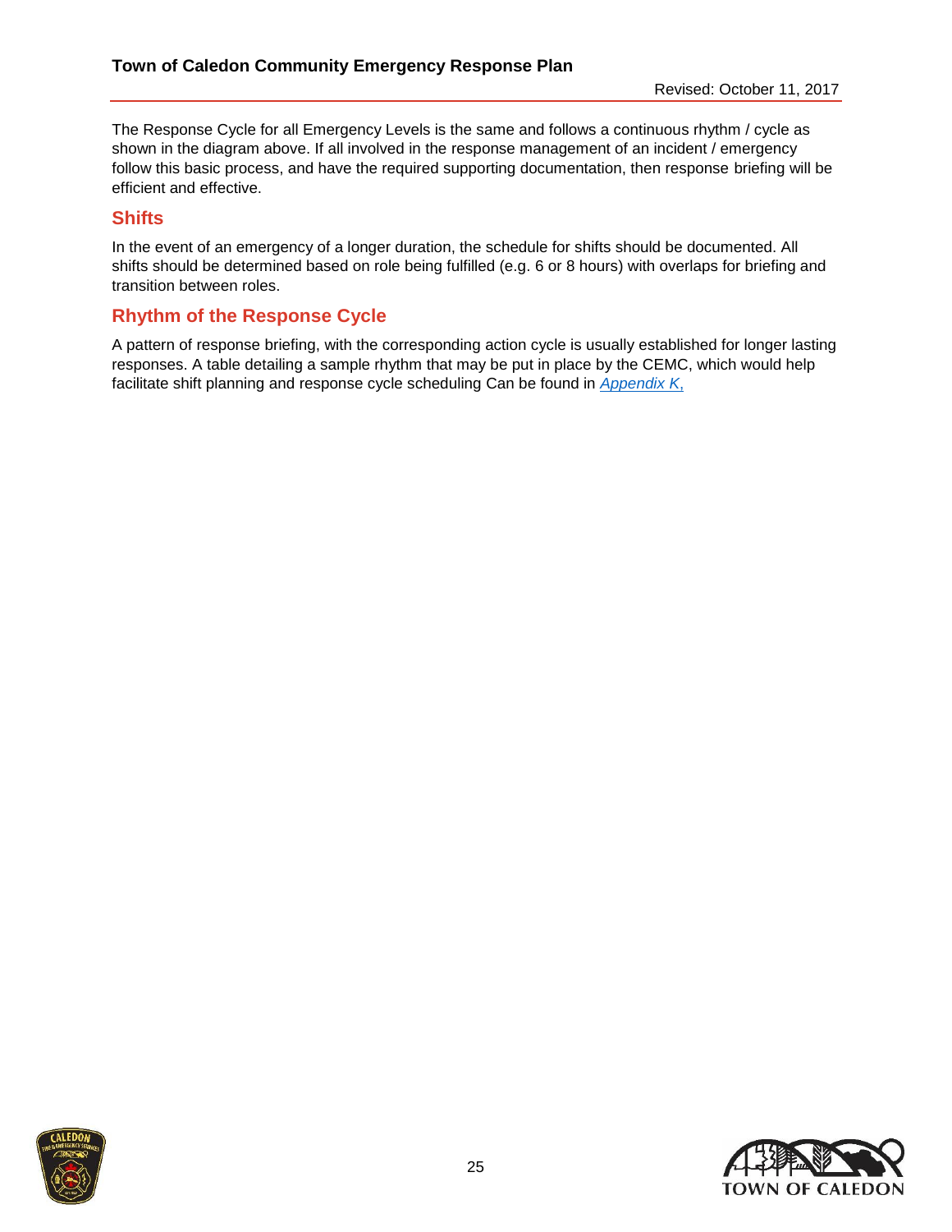The Response Cycle for all Emergency Levels is the same and follows a continuous rhythm / cycle as shown in the diagram above. If all involved in the response management of an incident / emergency follow this basic process, and have the required supporting documentation, then response briefing will be efficient and effective.

## Shifts

In the event of an emergency of a longer duration, the schedule for shifts should be documented. All shifts should be determined based on role being fulfilled (e.g. 6 or 8 hours) with overlaps for briefing and transition between roles.

## Rhythm of the Response Cycle

A pattern of response briefing, with the corresponding action cycle is usually established for longer lasting responses. A table detailing a sample rhythm that may be put in place by the CEMC, which would help facilitate shift planning and response cycle scheduling Can be found in *Appendix K,*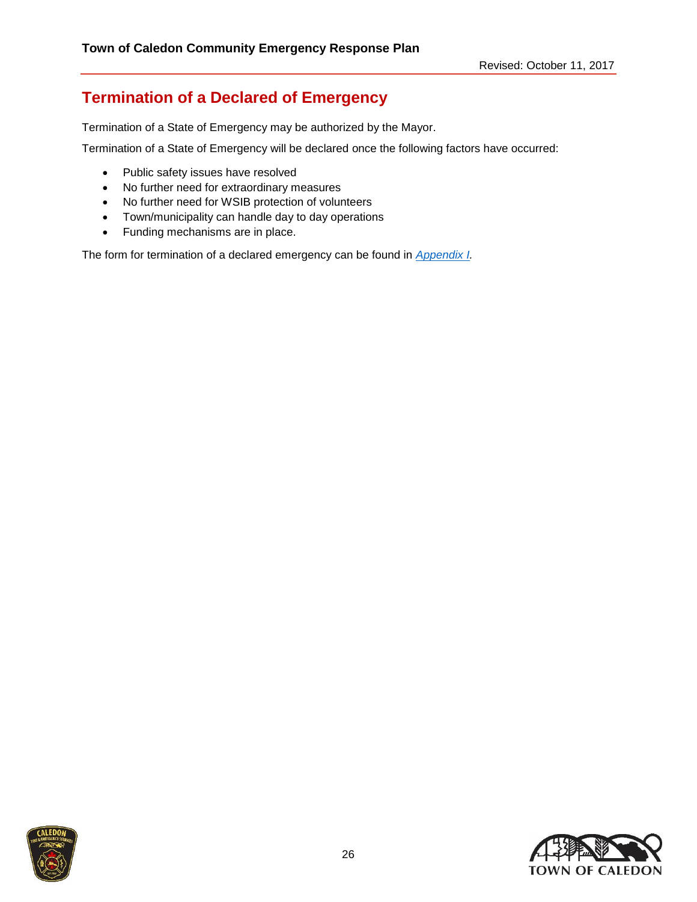## Termination of a Declared of Emergency

Termination of a State of Emergency may be authorized by the Mayor.

Termination of a State of Emergency will be declared once the following factors have occurred:

- Public safety issues have resolved
- No further need for extraordinary measures
- No further need for WSIB protection of volunteers
- Town/municipality can handle day to day operations
- Funding mechanisms are in place.

The form for termination of a declared emergency can be found in *Appendix I.*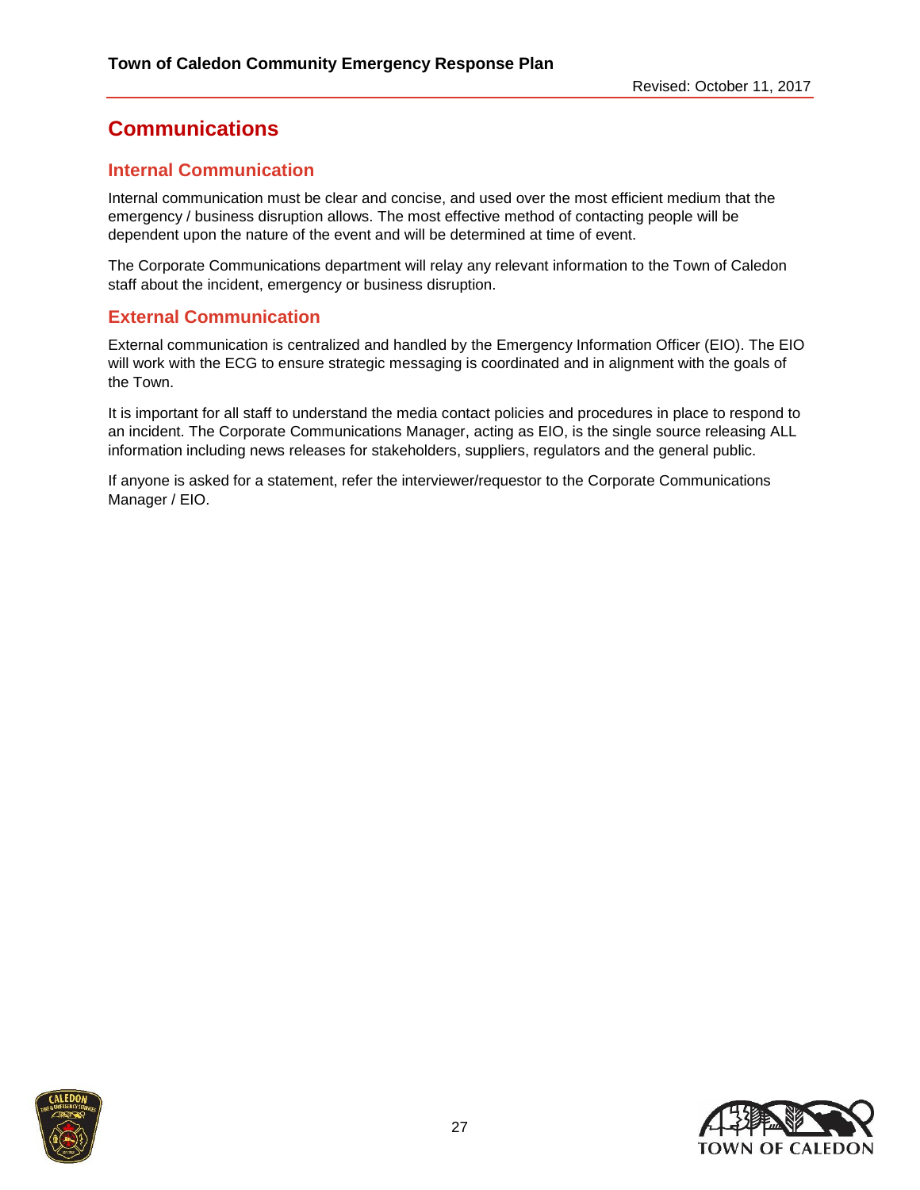# Communications

## Internal Communication

Internal communication must be clear and concise, and used over the most efficient medium that the emergency / business disruption allows. The most effective method of contacting people will be dependent upon the nature of the event and will be determined at time of event.

The Corporate Communications department will relay any relevant information to the Town of Caledon staff about the incident, emergency or business disruption.

## External Communication

External communication is centralized and handled by the Emergency Information Officer (EIO). The EIO will work with the ECG to ensure strategic messaging is coordinated and in alignment with the goals of the Town.

It is important for all staff to understand the media contact policies and procedures in place to respond to an incident. The Corporate Communications Manager, acting as EIO, is the single source releasing ALL information including news releases for stakeholders, suppliers, regulators and the general public.

If anyone is asked for a statement, refer the interviewer/requestor to the Corporate Communications Manager / EIO.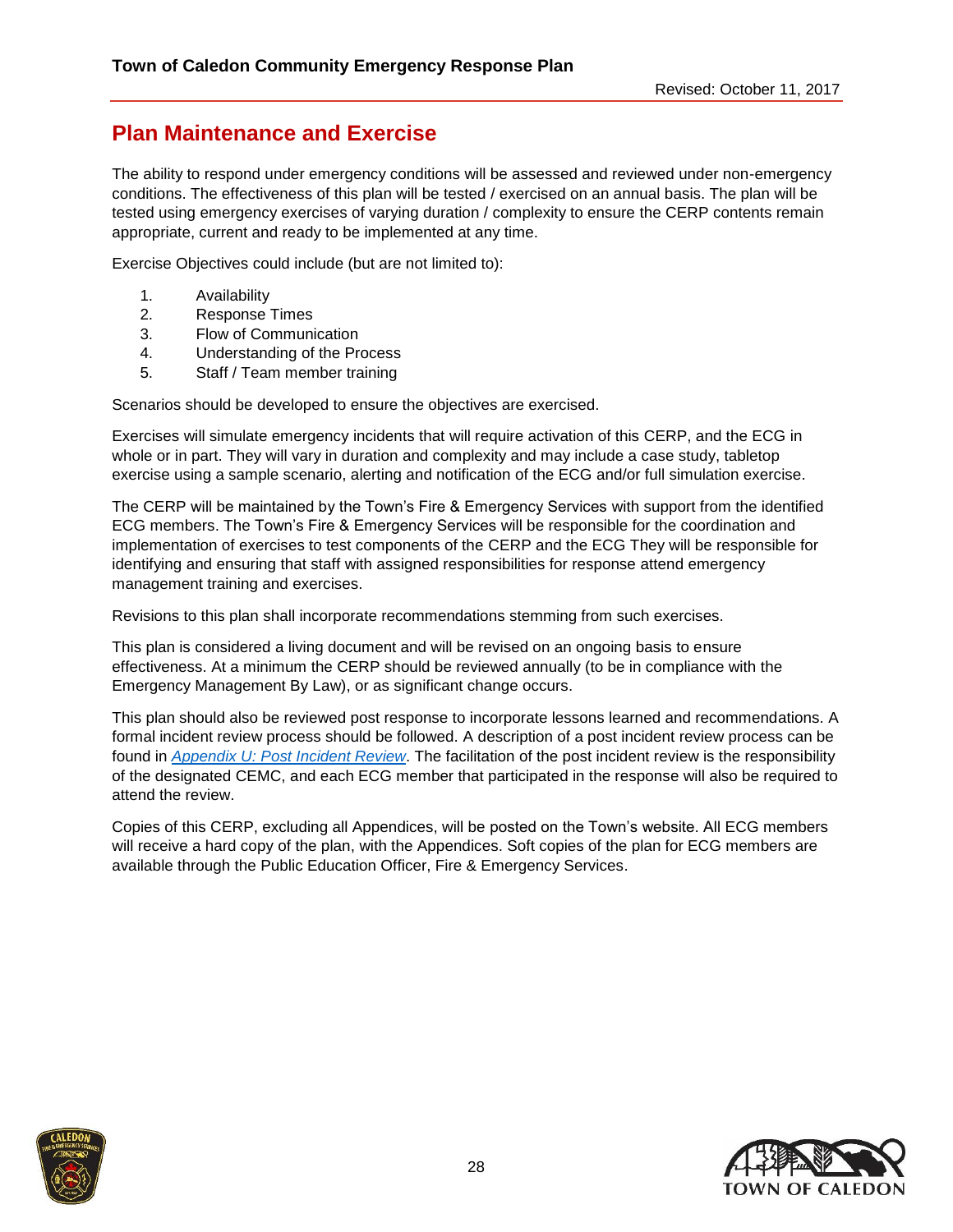## Plan Maintenance and Exercise

The ability to respond under emergency conditions will be assessed and reviewed under non-emergency conditions. The effectiveness of this plan will be tested / exercised on an annual basis. The plan will be tested using emergency exercises of varying duration / complexity to ensure the CERP contents remain appropriate, current and ready to be implemented at any time.

Exercise Objectives could include (but are not limited to):

1. Availability
2. Response Times
3. Flow of Communication
4. Understanding of the Process
5. Staff / Team member training

Scenarios should be developed to ensure the objectives are exercised.

Exercises will simulate emergency incidents that will require activation of this CERP, and the ECG in whole or in part. They will vary in duration and complexity and may include a case study, tabletop exercise using a sample scenario, alerting and notification of the ECG and/or full simulation exercise.

The CERP will be maintained by the Town's Fire & Emergency Services with support from the identified ECG members. The Town's Fire & Emergency Services will be responsible for the coordination and implementation of exercises to test components of the CERP and the ECG They will be responsible for identifying and ensuring that staff with assigned responsibilities for response attend emergency management training and exercises.

Revisions to this plan shall incorporate recommendations stemming from such exercises.

This plan is considered a living document and will be revised on an ongoing basis to ensure effectiveness. At a minimum the CERP should be reviewed annually (to be in compliance with the Emergency Management By Law), or as significant change occurs.

This plan should also be reviewed post response to incorporate lessons learned and recommendations. A formal incident review process should be followed. A description of a post incident review process can be found in *Appendix U: Post Incident Review*. The facilitation of the post incident review is the responsibility of the designated CEMC, and each ECG member that participated in the response will also be required to attend the review.

Copies of this CERP, excluding all Appendices, will be posted on the Town's website. All ECG members will receive a hard copy of the plan, with the Appendices. Soft copies of the plan for ECG members are available through the Public Education Officer, Fire & Emergency Services.